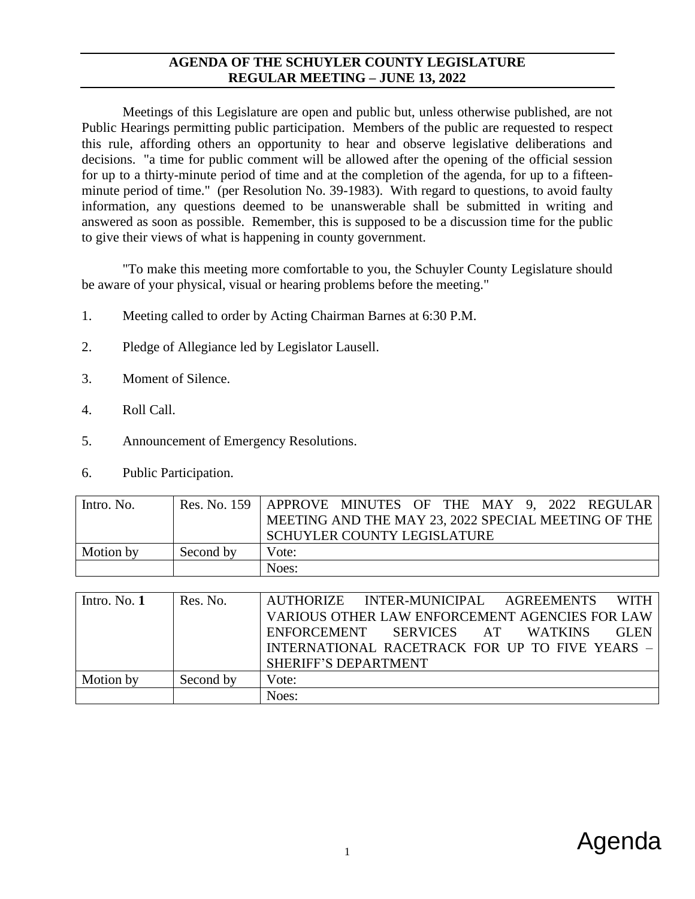## AGENDA OF THE SCHUYLER COUNTY LEGISLATURE
## REGULAR MEETING – JUNE 13, 2022

Meetings of this Legislature are open and public but, unless otherwise published, are not Public Hearings permitting public participation. Members of the public are requested to respect this rule, affording others an opportunity to hear and observe legislative deliberations and decisions. "a time for public comment will be allowed after the opening of the official session for up to a thirty-minute period of time and at the completion of the agenda, for up to a fifteen-minute period of time." (per Resolution No. 39-1983). With regard to questions, to avoid faulty information, any questions deemed to be unanswerable shall be submitted in writing and answered as soon as possible. Remember, this is supposed to be a discussion time for the public to give their views of what is happening in county government.

"To make this meeting more comfortable to you, the Schuyler County Legislature should be aware of your physical, visual or hearing problems before the meeting."

1. Meeting called to order by Acting Chairman Barnes at 6:30 P.M.
2. Pledge of Allegiance led by Legislator Lausell.
3. Moment of Silence.
4. Roll Call.
5. Announcement of Emergency Resolutions.
6. Public Participation.

| Intro. No. | Res. No. 159 | APPROVE MINUTES OF THE MAY 9, 2022 REGULAR MEETING AND THE MAY 23, 2022 SPECIAL MEETING OF THE SCHUYLER COUNTY LEGISLATURE |
|---|---|---|
| Motion by | Second by | Vote: |
| | | Noes: |

| Intro. No. **1** | Res. No. | AUTHORIZE INTER-MUNICIPAL AGREEMENTS WITH VARIOUS OTHER LAW ENFORCEMENT AGENCIES FOR LAW ENFORCEMENT SERVICES AT WATKINS GLEN INTERNATIONAL RACETRACK FOR UP TO FIVE YEARS – SHERIFF'S DEPARTMENT |
|---|---|---|
| Motion by | Second by | Vote: |
| | | Noes: |

Agenda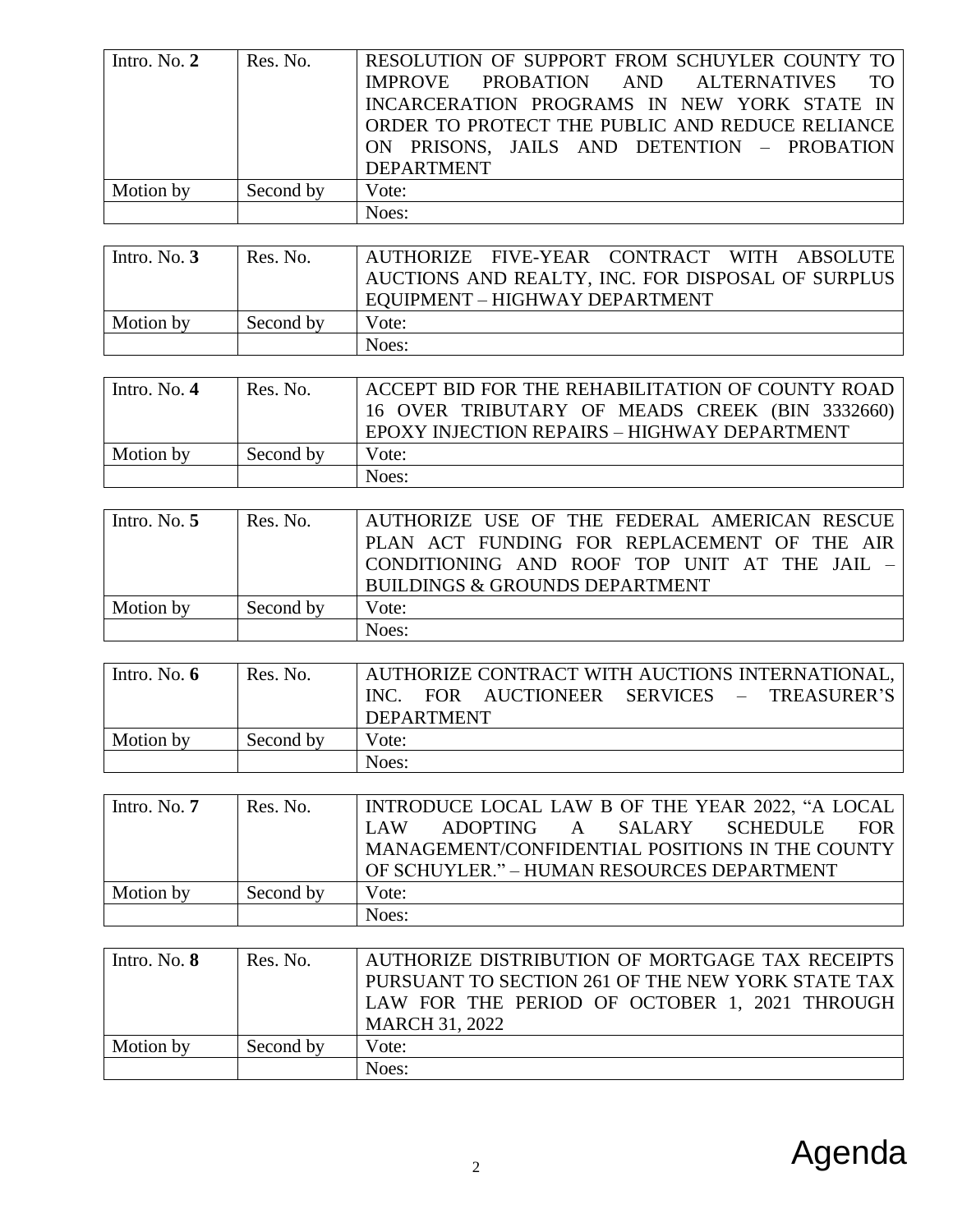| Intro. No. **2** | Res. No. | RESOLUTION OF SUPPORT FROM SCHUYLER COUNTY TO IMPROVE PROBATION AND ALTERNATIVES TO INCARCERATION PROGRAMS IN NEW YORK STATE IN ORDER TO PROTECT THE PUBLIC AND REDUCE RELIANCE ON PRISONS, JAILS AND DETENTION – PROBATION DEPARTMENT |
|---|---|---|
| Motion by | Second by | Vote: |
| | | Noes: |

| Intro. No. **3** | Res. No. | AUTHORIZE FIVE-YEAR CONTRACT WITH ABSOLUTE AUCTIONS AND REALTY, INC. FOR DISPOSAL OF SURPLUS EQUIPMENT – HIGHWAY DEPARTMENT |
|---|---|---|
| Motion by | Second by | Vote: |
| | | Noes: |

| Intro. No. **4** | Res. No. | ACCEPT BID FOR THE REHABILITATION OF COUNTY ROAD 16 OVER TRIBUTARY OF MEADS CREEK (BIN 3332660) EPOXY INJECTION REPAIRS – HIGHWAY DEPARTMENT |
|---|---|---|
| Motion by | Second by | Vote: |
| | | Noes: |

| Intro. No. **5** | Res. No. | AUTHORIZE USE OF THE FEDERAL AMERICAN RESCUE PLAN ACT FUNDING FOR REPLACEMENT OF THE AIR CONDITIONING AND ROOF TOP UNIT AT THE JAIL – BUILDINGS & GROUNDS DEPARTMENT |
|---|---|---|
| Motion by | Second by | Vote: |
| | | Noes: |

| Intro. No. **6** | Res. No. | AUTHORIZE CONTRACT WITH AUCTIONS INTERNATIONAL, INC. FOR AUCTIONEER SERVICES – TREASURER'S DEPARTMENT |
|---|---|---|
| Motion by | Second by | Vote: |
| | | Noes: |

| Intro. No. **7** | Res. No. | INTRODUCE LOCAL LAW B OF THE YEAR 2022, "A LOCAL LAW ADOPTING A SALARY SCHEDULE FOR MANAGEMENT/CONFIDENTIAL POSITIONS IN THE COUNTY OF SCHUYLER." – HUMAN RESOURCES DEPARTMENT |
|---|---|---|
| Motion by | Second by | Vote: |
| | | Noes: |

| Intro. No. **8** | Res. No. | AUTHORIZE DISTRIBUTION OF MORTGAGE TAX RECEIPTS PURSUANT TO SECTION 261 OF THE NEW YORK STATE TAX LAW FOR THE PERIOD OF OCTOBER 1, 2021 THROUGH MARCH 31, 2022 |
|---|---|---|
| Motion by | Second by | Vote: |
| | | Noes: |

Agenda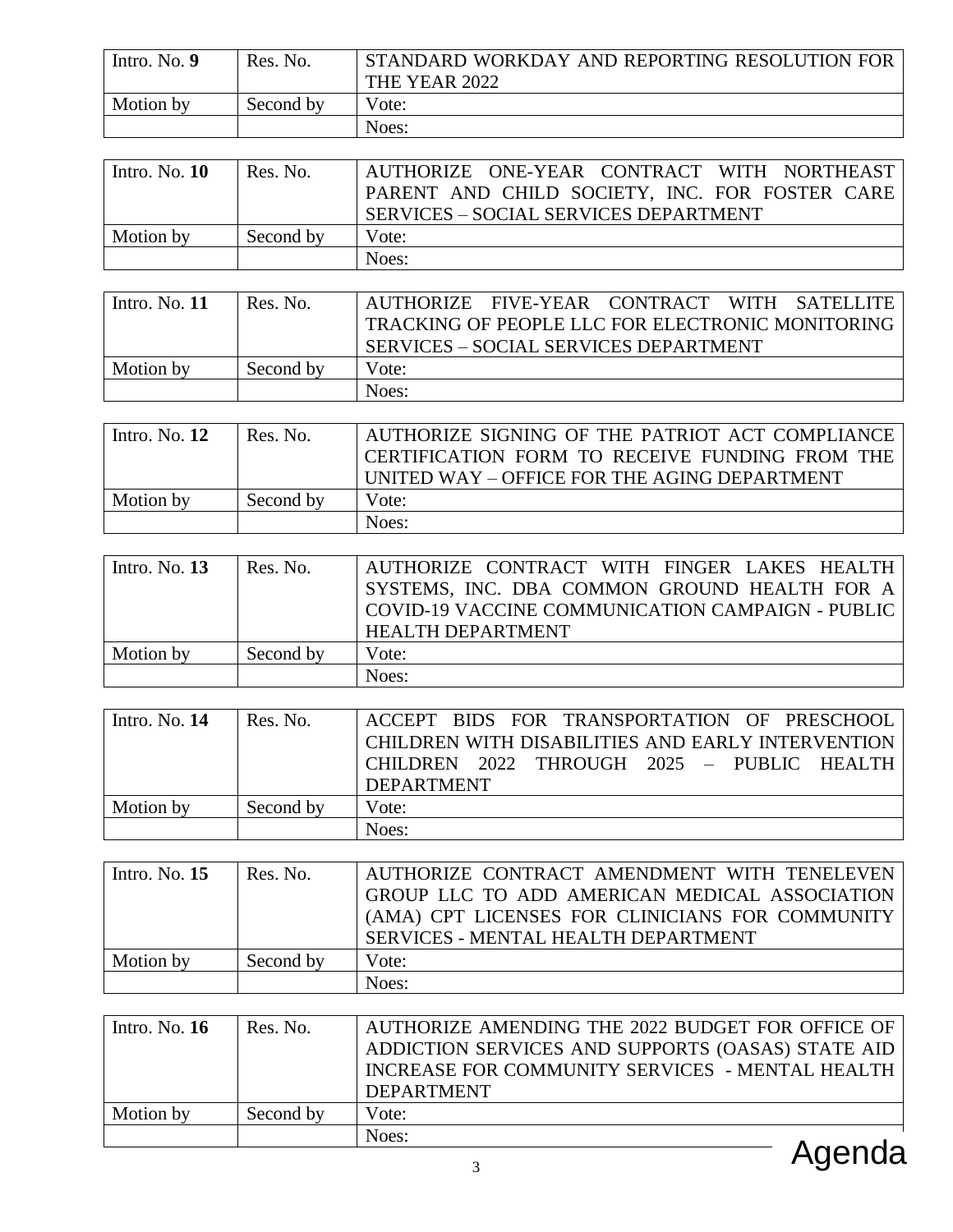| Intro. No. **9** | Res. No. | STANDARD WORKDAY AND REPORTING RESOLUTION FOR THE YEAR 2022 |
|---|---|---|
| Motion by | Second by | Vote: |
| | | Noes: |

| Intro. No. **10** | Res. No. | AUTHORIZE ONE-YEAR CONTRACT WITH NORTHEAST PARENT AND CHILD SOCIETY, INC. FOR FOSTER CARE SERVICES – SOCIAL SERVICES DEPARTMENT |
|---|---|---|
| Motion by | Second by | Vote: |
| | | Noes: |

| Intro. No. **11** | Res. No. | AUTHORIZE FIVE-YEAR CONTRACT WITH SATELLITE TRACKING OF PEOPLE LLC FOR ELECTRONIC MONITORING SERVICES – SOCIAL SERVICES DEPARTMENT |
|---|---|---|
| Motion by | Second by | Vote: |
| | | Noes: |

| Intro. No. **12** | Res. No. | AUTHORIZE SIGNING OF THE PATRIOT ACT COMPLIANCE CERTIFICATION FORM TO RECEIVE FUNDING FROM THE UNITED WAY – OFFICE FOR THE AGING DEPARTMENT |
|---|---|---|
| Motion by | Second by | Vote: |
| | | Noes: |

| Intro. No. **13** | Res. No. | AUTHORIZE CONTRACT WITH FINGER LAKES HEALTH SYSTEMS, INC. DBA COMMON GROUND HEALTH FOR A COVID-19 VACCINE COMMUNICATION CAMPAIGN - PUBLIC HEALTH DEPARTMENT |
|---|---|---|
| Motion by | Second by | Vote: |
| | | Noes: |

| Intro. No. **14** | Res. No. | ACCEPT BIDS FOR TRANSPORTATION OF PRESCHOOL CHILDREN WITH DISABILITIES AND EARLY INTERVENTION CHILDREN 2022 THROUGH 2025 – PUBLIC HEALTH DEPARTMENT |
|---|---|---|
| Motion by | Second by | Vote: |
| | | Noes: |

| Intro. No. **15** | Res. No. | AUTHORIZE CONTRACT AMENDMENT WITH TENELEVEN GROUP LLC TO ADD AMERICAN MEDICAL ASSOCIATION (AMA) CPT LICENSES FOR CLINICIANS FOR COMMUNITY SERVICES - MENTAL HEALTH DEPARTMENT |
|---|---|---|
| Motion by | Second by | Vote: |
| | | Noes: |

| Intro. No. **16** | Res. No. | AUTHORIZE AMENDING THE 2022 BUDGET FOR OFFICE OF ADDICTION SERVICES AND SUPPORTS (OASAS) STATE AID INCREASE FOR COMMUNITY SERVICES - MENTAL HEALTH DEPARTMENT |
|---|---|---|
| Motion by | Second by | Vote: |
| | | Noes: |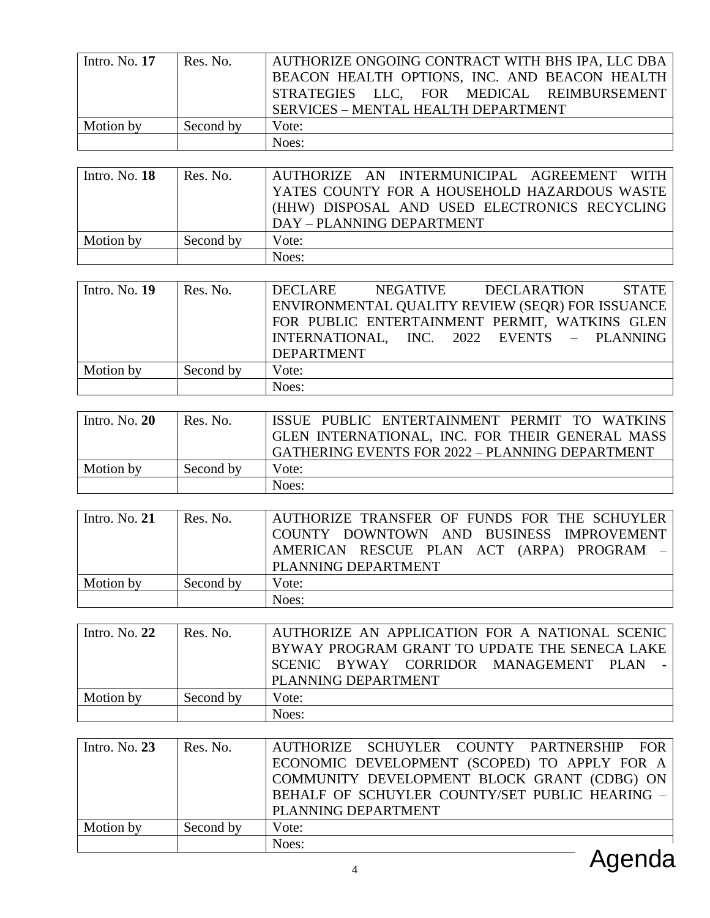| Intro. No. **17** | Res. No. | AUTHORIZE ONGOING CONTRACT WITH BHS IPA, LLC DBA BEACON HEALTH OPTIONS, INC. AND BEACON HEALTH STRATEGIES LLC, FOR MEDICAL REIMBURSEMENT SERVICES – MENTAL HEALTH DEPARTMENT |
|---|---|---|
| Motion by | Second by | Vote: |
| | | Noes: |

| Intro. No. **18** | Res. No. | AUTHORIZE AN INTERMUNICIPAL AGREEMENT WITH YATES COUNTY FOR A HOUSEHOLD HAZARDOUS WASTE (HHW) DISPOSAL AND USED ELECTRONICS RECYCLING DAY – PLANNING DEPARTMENT |
|---|---|---|
| Motion by | Second by | Vote: |
| | | Noes: |

| Intro. No. **19** | Res. No. | DECLARE NEGATIVE DECLARATION STATE ENVIRONMENTAL QUALITY REVIEW (SEQR) FOR ISSUANCE FOR PUBLIC ENTERTAINMENT PERMIT, WATKINS GLEN INTERNATIONAL, INC. 2022 EVENTS – PLANNING DEPARTMENT |
|---|---|---|
| Motion by | Second by | Vote: |
| | | Noes: |

| Intro. No. **20** | Res. No. | ISSUE PUBLIC ENTERTAINMENT PERMIT TO WATKINS GLEN INTERNATIONAL, INC. FOR THEIR GENERAL MASS GATHERING EVENTS FOR 2022 – PLANNING DEPARTMENT |
|---|---|---|
| Motion by | Second by | Vote: |
| | | Noes: |

| Intro. No. **21** | Res. No. | AUTHORIZE TRANSFER OF FUNDS FOR THE SCHUYLER COUNTY DOWNTOWN AND BUSINESS IMPROVEMENT AMERICAN RESCUE PLAN ACT (ARPA) PROGRAM – PLANNING DEPARTMENT |
|---|---|---|
| Motion by | Second by | Vote: |
| | | Noes: |

| Intro. No. **22** | Res. No. | AUTHORIZE AN APPLICATION FOR A NATIONAL SCENIC BYWAY PROGRAM GRANT TO UPDATE THE SENECA LAKE SCENIC BYWAY CORRIDOR MANAGEMENT PLAN - PLANNING DEPARTMENT |
|---|---|---|
| Motion by | Second by | Vote: |
| | | Noes: |

| Intro. No. **23** | Res. No. | AUTHORIZE SCHUYLER COUNTY PARTNERSHIP FOR ECONOMIC DEVELOPMENT (SCOPED) TO APPLY FOR A COMMUNITY DEVELOPMENT BLOCK GRANT (CDBG) ON BEHALF OF SCHUYLER COUNTY/SET PUBLIC HEARING – PLANNING DEPARTMENT |
|---|---|---|
| Motion by | Second by | Vote: |
| | | Noes: |

Agenda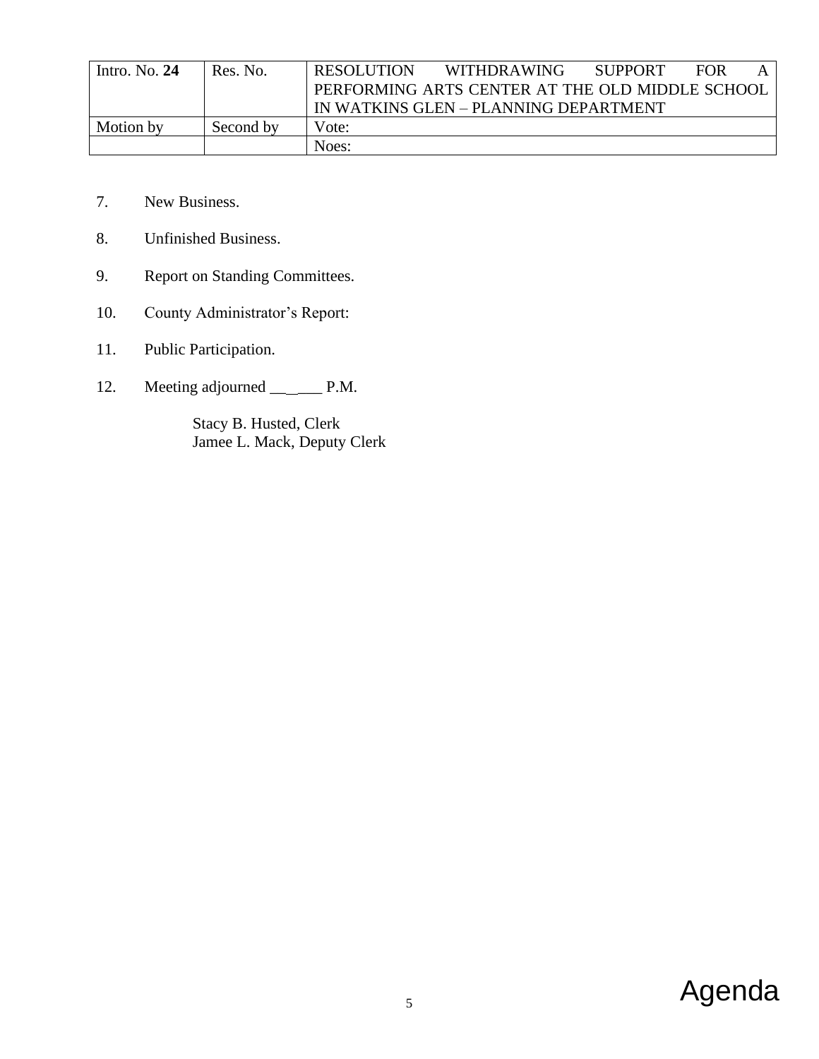| Intro. No. **24** | Res. No. | RESOLUTION WITHDRAWING SUPPORT FOR A PERFORMING ARTS CENTER AT THE OLD MIDDLE SCHOOL IN WATKINS GLEN – PLANNING DEPARTMENT |
|---|---|---|
| Motion by | Second by | Vote: |
| | | Noes: |

7. New Business.

8. Unfinished Business.

9. Report on Standing Committees.

10. County Administrator's Report:

11. Public Participation.

12. Meeting adjourned ______ P.M.

Stacy B. Husted, Clerk
Jamee L. Mack, Deputy Clerk

Agenda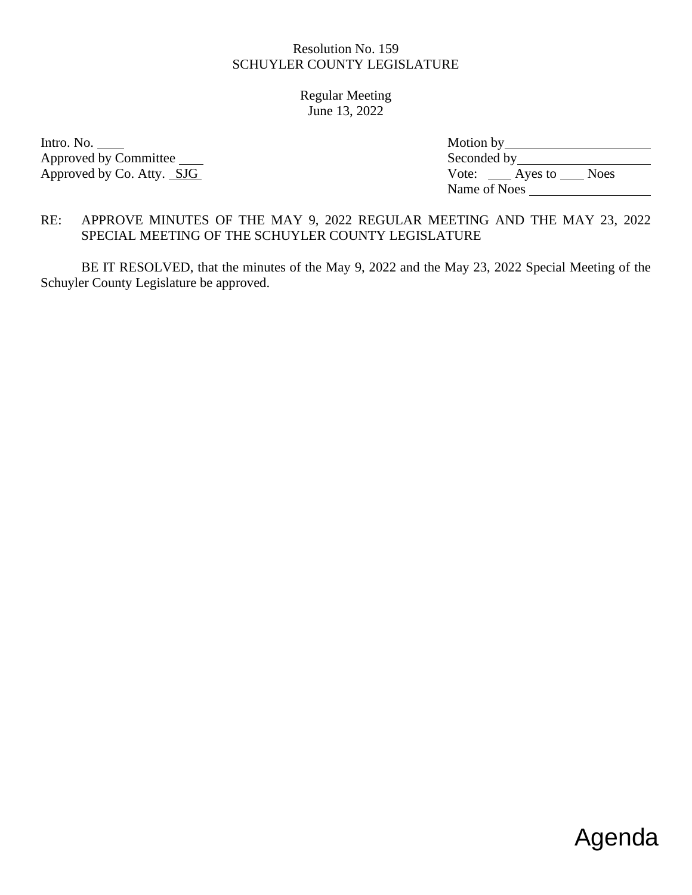Resolution No. 159
SCHUYLER COUNTY LEGISLATURE

Regular Meeting
June 13, 2022

Intro. No. ____
Approved by Committee ____
Approved by Co. Atty. SJG

Motion by ____________________
Seconded by ____________________
Vote: ____ Ayes to ____ Noes
Name of Noes ____________________

RE: APPROVE MINUTES OF THE MAY 9, 2022 REGULAR MEETING AND THE MAY 23, 2022 SPECIAL MEETING OF THE SCHUYLER COUNTY LEGISLATURE

BE IT RESOLVED, that the minutes of the May 9, 2022 and the May 23, 2022 Special Meeting of the Schuyler County Legislature be approved.

Agenda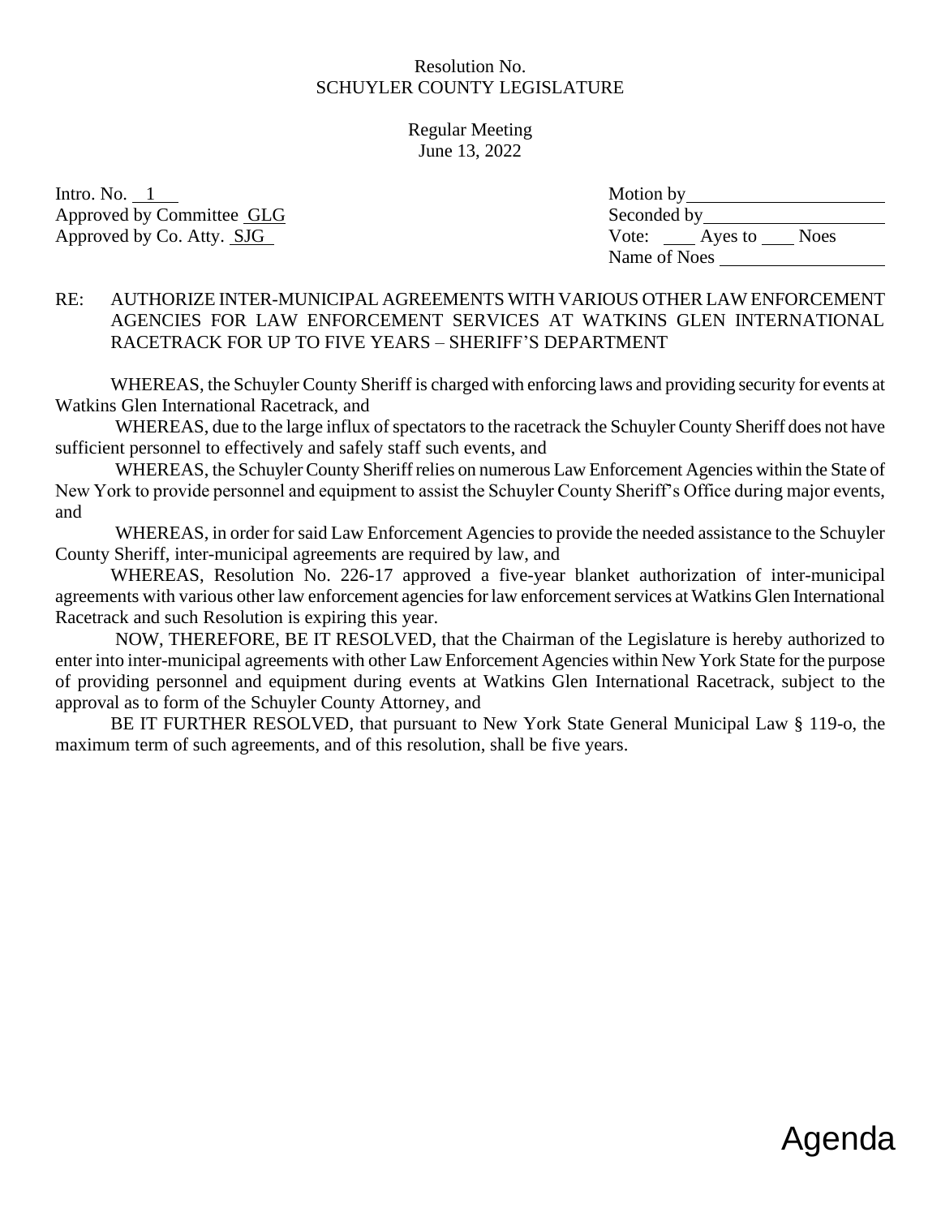Resolution No.
SCHUYLER COUNTY LEGISLATURE

Regular Meeting
June 13, 2022

Intro. No. 1
Approved by Committee GLG
Approved by Co. Atty. SJG

Motion by ____________________
Seconded by ____________________
Vote: ___ Ayes to ___ Noes
Name of Noes ____________________

RE: AUTHORIZE INTER-MUNICIPAL AGREEMENTS WITH VARIOUS OTHER LAW ENFORCEMENT AGENCIES FOR LAW ENFORCEMENT SERVICES AT WATKINS GLEN INTERNATIONAL RACETRACK FOR UP TO FIVE YEARS – SHERIFF'S DEPARTMENT

WHEREAS, the Schuyler County Sheriff is charged with enforcing laws and providing security for events at Watkins Glen International Racetrack, and

WHEREAS, due to the large influx of spectators to the racetrack the Schuyler County Sheriff does not have sufficient personnel to effectively and safely staff such events, and

WHEREAS, the Schuyler County Sheriff relies on numerous Law Enforcement Agencies within the State of New York to provide personnel and equipment to assist the Schuyler County Sheriff's Office during major events, and

WHEREAS, in order for said Law Enforcement Agencies to provide the needed assistance to the Schuyler County Sheriff, inter-municipal agreements are required by law, and

WHEREAS, Resolution No. 226-17 approved a five-year blanket authorization of inter-municipal agreements with various other law enforcement agencies for law enforcement services at Watkins Glen International Racetrack and such Resolution is expiring this year.

NOW, THEREFORE, BE IT RESOLVED, that the Chairman of the Legislature is hereby authorized to enter into inter-municipal agreements with other Law Enforcement Agencies within New York State for the purpose of providing personnel and equipment during events at Watkins Glen International Racetrack, subject to the approval as to form of the Schuyler County Attorney, and

BE IT FURTHER RESOLVED, that pursuant to New York State General Municipal Law § 119-o, the maximum term of such agreements, and of this resolution, shall be five years.

Agenda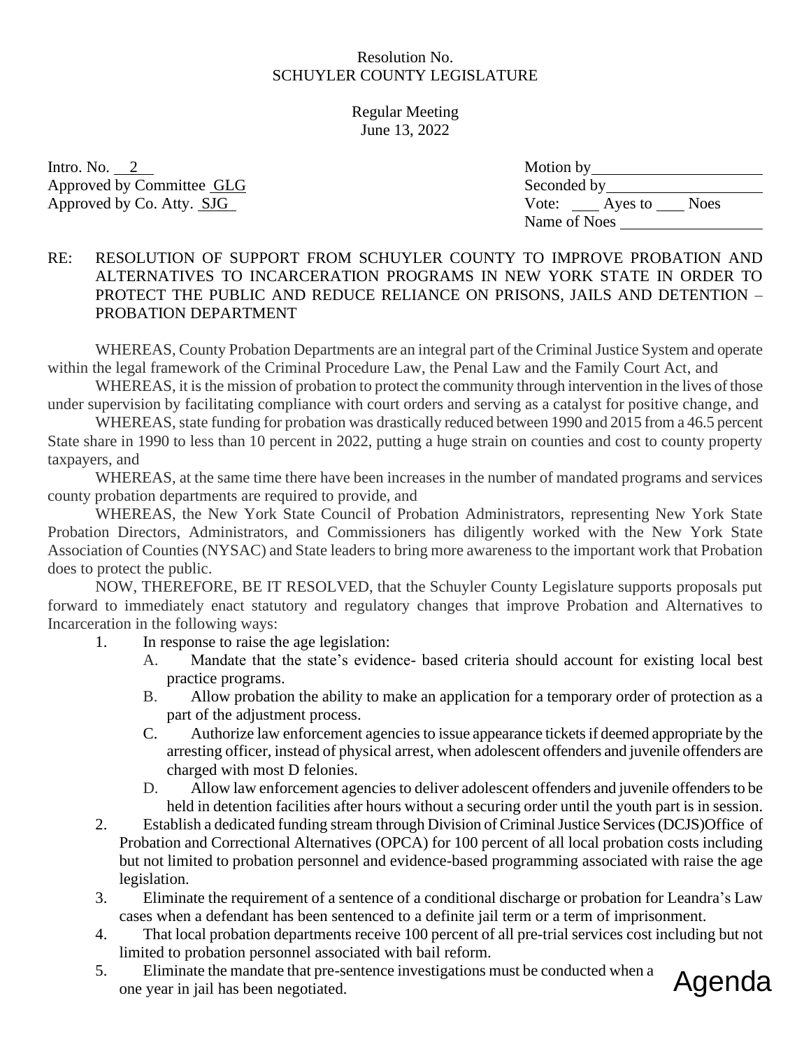Resolution No.
SCHUYLER COUNTY LEGISLATURE

Regular Meeting
June 13, 2022

Intro. No. 2
Approved by Committee GLG
Approved by Co. Atty. SJG

Motion by ______________________
Seconded by ____________________
Vote: ___ Ayes to ___ Noes
Name of Noes __________________

RE: RESOLUTION OF SUPPORT FROM SCHUYLER COUNTY TO IMPROVE PROBATION AND ALTERNATIVES TO INCARCERATION PROGRAMS IN NEW YORK STATE IN ORDER TO PROTECT THE PUBLIC AND REDUCE RELIANCE ON PRISONS, JAILS AND DETENTION – PROBATION DEPARTMENT

WHEREAS, County Probation Departments are an integral part of the Criminal Justice System and operate within the legal framework of the Criminal Procedure Law, the Penal Law and the Family Court Act, and

WHEREAS, it is the mission of probation to protect the community through intervention in the lives of those under supervision by facilitating compliance with court orders and serving as a catalyst for positive change, and

WHEREAS, state funding for probation was drastically reduced between 1990 and 2015 from a 46.5 percent State share in 1990 to less than 10 percent in 2022, putting a huge strain on counties and cost to county property taxpayers, and

WHEREAS, at the same time there have been increases in the number of mandated programs and services county probation departments are required to provide, and

WHEREAS, the New York State Council of Probation Administrators, representing New York State Probation Directors, Administrators, and Commissioners has diligently worked with the New York State Association of Counties (NYSAC) and State leaders to bring more awareness to the important work that Probation does to protect the public.

NOW, THEREFORE, BE IT RESOLVED, that the Schuyler County Legislature supports proposals put forward to immediately enact statutory and regulatory changes that improve Probation and Alternatives to Incarceration in the following ways:

1. In response to raise the age legislation:
   A. Mandate that the state's evidence- based criteria should account for existing local best practice programs.
   B. Allow probation the ability to make an application for a temporary order of protection as a part of the adjustment process.
   C. Authorize law enforcement agencies to issue appearance tickets if deemed appropriate by the arresting officer, instead of physical arrest, when adolescent offenders and juvenile offenders are charged with most D felonies.
   D. Allow law enforcement agencies to deliver adolescent offenders and juvenile offenders to be held in detention facilities after hours without a securing order until the youth part is in session.
2. Establish a dedicated funding stream through Division of Criminal Justice Services (DCJS)Office of Probation and Correctional Alternatives (OPCA) for 100 percent of all local probation costs including but not limited to probation personnel and evidence-based programming associated with raise the age legislation.
3. Eliminate the requirement of a sentence of a conditional discharge or probation for Leandra's Law cases when a defendant has been sentenced to a definite jail term or a term of imprisonment.
4. That local probation departments receive 100 percent of all pre-trial services cost including but not limited to probation personnel associated with bail reform.
5. Eliminate the mandate that pre-sentence investigations must be conducted when a one year in jail has been negotiated.

Agenda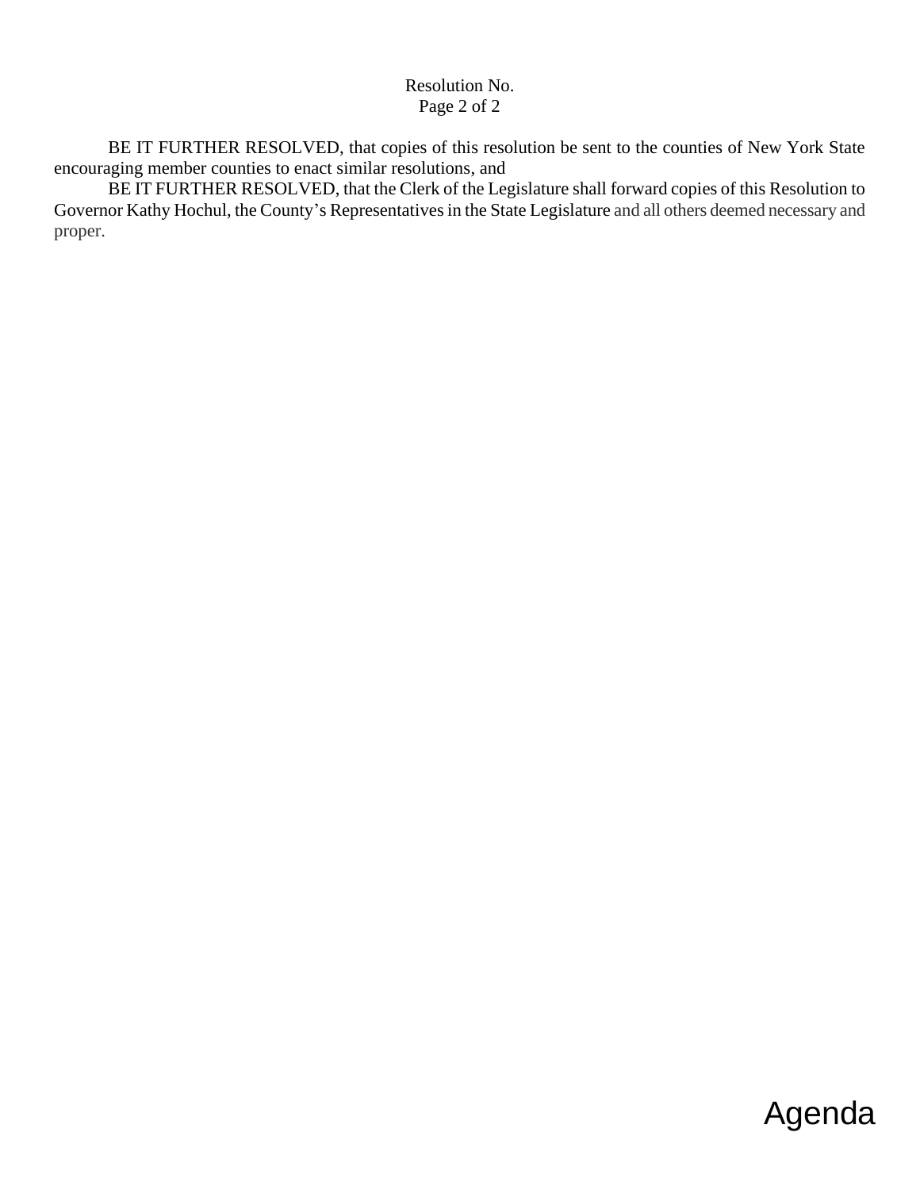BE IT FURTHER RESOLVED, that copies of this resolution be sent to the counties of New York State encouraging member counties to enact similar resolutions, and

BE IT FURTHER RESOLVED, that the Clerk of the Legislature shall forward copies of this Resolution to Governor Kathy Hochul, the County's Representatives in the State Legislature and all others deemed necessary and proper.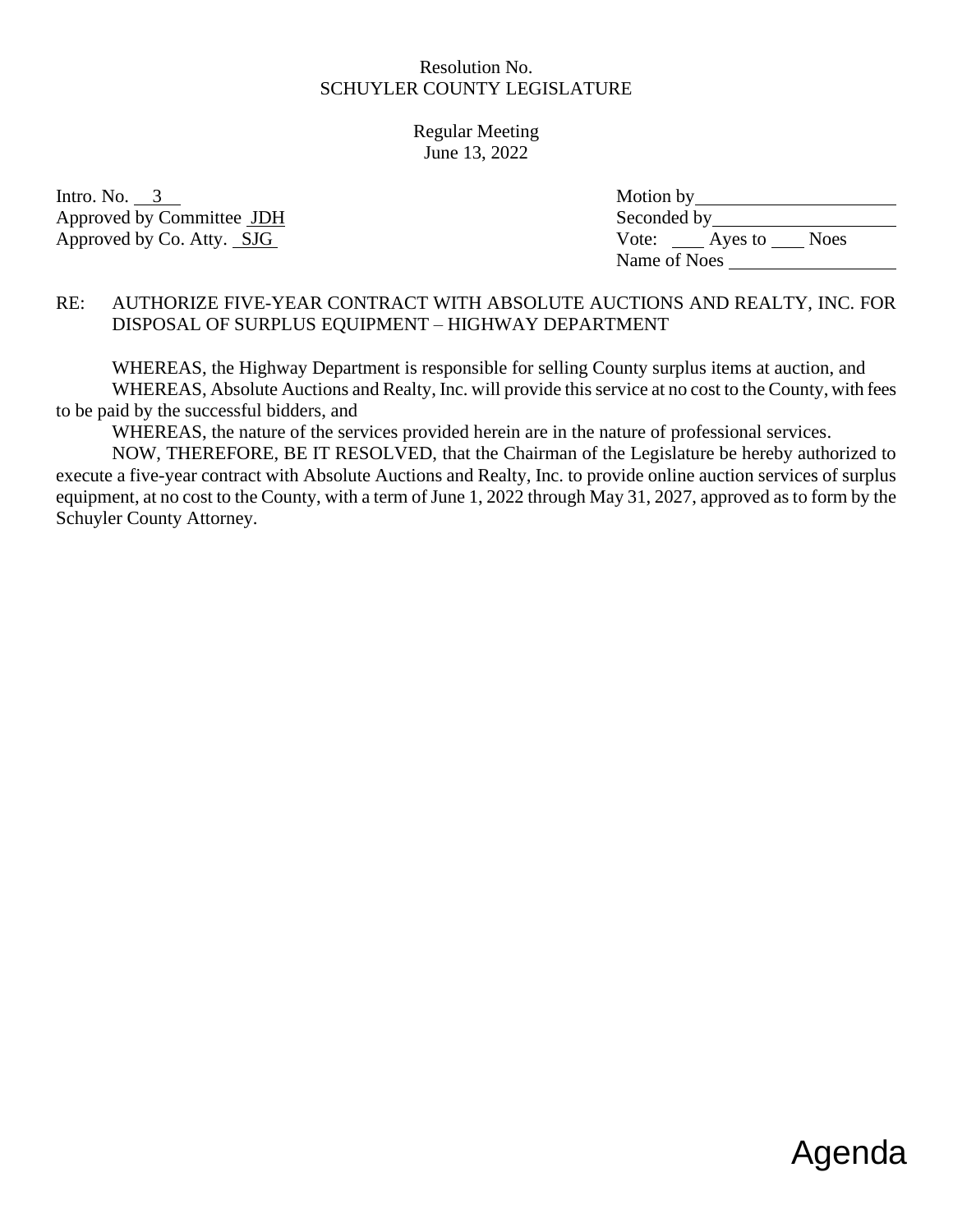Resolution No.
SCHUYLER COUNTY LEGISLATURE

Regular Meeting
June 13, 2022

Intro. No. 3
Approved by Committee JDH
Approved by Co. Atty. SJG

Motion by ____________________
Seconded by ____________________
Vote: ____ Ayes to ____ Noes
Name of Noes ____________________

RE: AUTHORIZE FIVE-YEAR CONTRACT WITH ABSOLUTE AUCTIONS AND REALTY, INC. FOR DISPOSAL OF SURPLUS EQUIPMENT – HIGHWAY DEPARTMENT

WHEREAS, the Highway Department is responsible for selling County surplus items at auction, and

WHEREAS, Absolute Auctions and Realty, Inc. will provide this service at no cost to the County, with fees to be paid by the successful bidders, and

WHEREAS, the nature of the services provided herein are in the nature of professional services.

NOW, THEREFORE, BE IT RESOLVED, that the Chairman of the Legislature be hereby authorized to execute a five-year contract with Absolute Auctions and Realty, Inc. to provide online auction services of surplus equipment, at no cost to the County, with a term of June 1, 2022 through May 31, 2027, approved as to form by the Schuyler County Attorney.

Agenda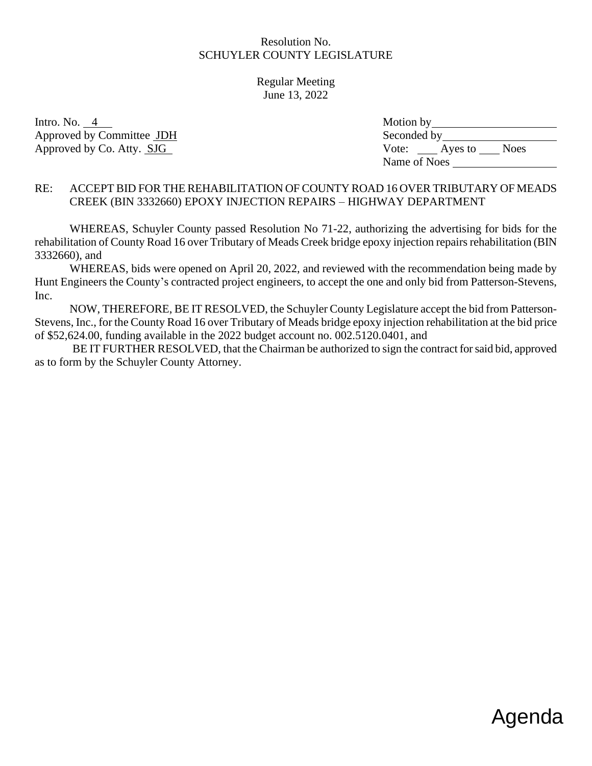Resolution No.
SCHUYLER COUNTY LEGISLATURE

Regular Meeting
June 13, 2022

Intro. No. 4
Approved by Committee JDH
Approved by Co. Atty. SJG

Motion by ____________________
Seconded by ____________________
Vote: ____ Ayes to ____ Noes
Name of Noes ____________________

RE: ACCEPT BID FOR THE REHABILITATION OF COUNTY ROAD 16 OVER TRIBUTARY OF MEADS CREEK (BIN 3332660) EPOXY INJECTION REPAIRS – HIGHWAY DEPARTMENT

WHEREAS, Schuyler County passed Resolution No 71-22, authorizing the advertising for bids for the rehabilitation of County Road 16 over Tributary of Meads Creek bridge epoxy injection repairs rehabilitation (BIN 3332660), and

WHEREAS, bids were opened on April 20, 2022, and reviewed with the recommendation being made by Hunt Engineers the County's contracted project engineers, to accept the one and only bid from Patterson-Stevens, Inc.

NOW, THEREFORE, BE IT RESOLVED, the Schuyler County Legislature accept the bid from Patterson-Stevens, Inc., for the County Road 16 over Tributary of Meads bridge epoxy injection rehabilitation at the bid price of $52,624.00, funding available in the 2022 budget account no. 002.5120.0401, and

BE IT FURTHER RESOLVED, that the Chairman be authorized to sign the contract for said bid, approved as to form by the Schuyler County Attorney.

Agenda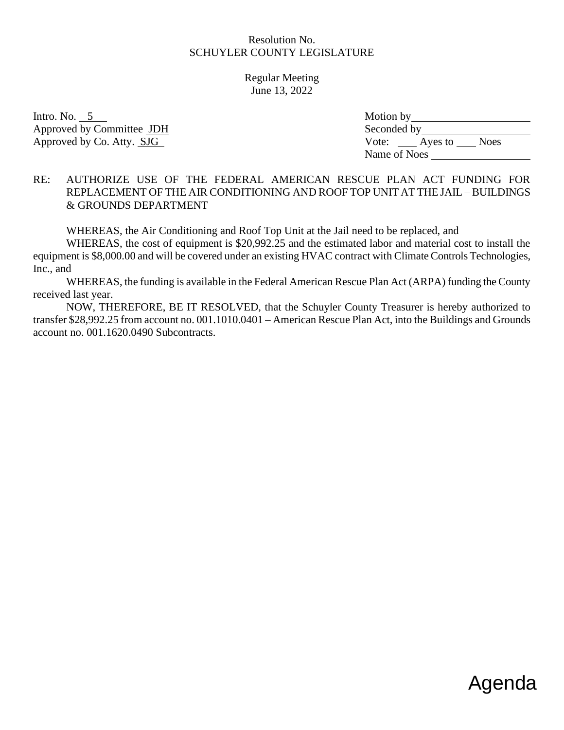Resolution No.
SCHUYLER COUNTY LEGISLATURE

Regular Meeting
June 13, 2022

Intro. No. 5
Approved by Committee JDH
Approved by Co. Atty. SJG

Motion by ____________________
Seconded by ____________________
Vote: ____ Ayes to ____ Noes
Name of Noes ____________________

RE: AUTHORIZE USE OF THE FEDERAL AMERICAN RESCUE PLAN ACT FUNDING FOR REPLACEMENT OF THE AIR CONDITIONING AND ROOF TOP UNIT AT THE JAIL – BUILDINGS & GROUNDS DEPARTMENT

WHEREAS, the Air Conditioning and Roof Top Unit at the Jail need to be replaced, and

WHEREAS, the cost of equipment is $20,992.25 and the estimated labor and material cost to install the equipment is $8,000.00 and will be covered under an existing HVAC contract with Climate Controls Technologies, Inc., and

WHEREAS, the funding is available in the Federal American Rescue Plan Act (ARPA) funding the County received last year.

NOW, THEREFORE, BE IT RESOLVED, that the Schuyler County Treasurer is hereby authorized to transfer $28,992.25 from account no. 001.1010.0401 – American Rescue Plan Act, into the Buildings and Grounds account no. 001.1620.0490 Subcontracts.

Agenda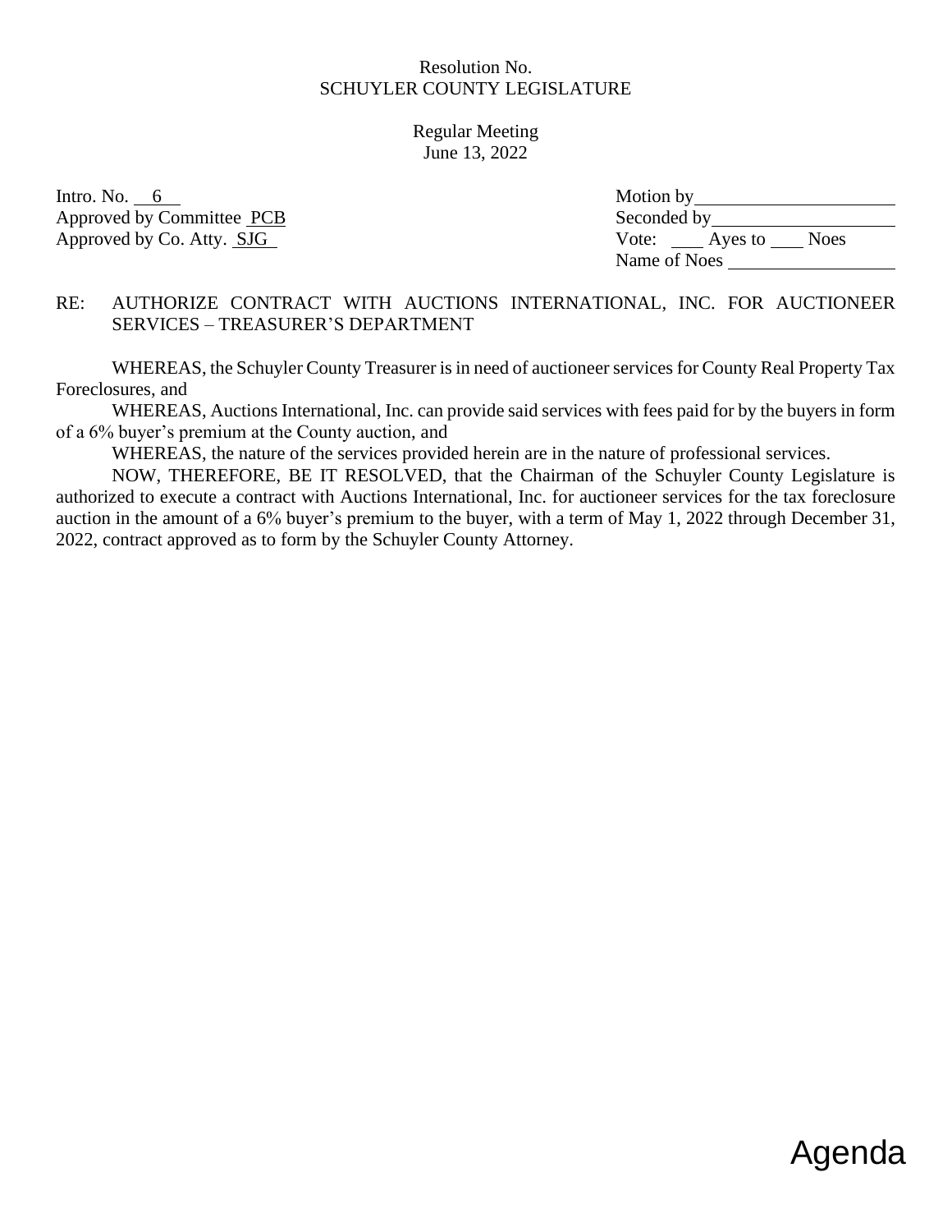Resolution No.
SCHUYLER COUNTY LEGISLATURE

Regular Meeting
June 13, 2022

Intro. No. 6
Approved by Committee PCB
Approved by Co. Atty. SJG

Motion by ____________________
Seconded by ____________________
Vote: ____ Ayes to ____ Noes
Name of Noes ____________________

RE: AUTHORIZE CONTRACT WITH AUCTIONS INTERNATIONAL, INC. FOR AUCTIONEER SERVICES – TREASURER'S DEPARTMENT

WHEREAS, the Schuyler County Treasurer is in need of auctioneer services for County Real Property Tax Foreclosures, and

WHEREAS, Auctions International, Inc. can provide said services with fees paid for by the buyers in form of a 6% buyer's premium at the County auction, and

WHEREAS, the nature of the services provided herein are in the nature of professional services.

NOW, THEREFORE, BE IT RESOLVED, that the Chairman of the Schuyler County Legislature is authorized to execute a contract with Auctions International, Inc. for auctioneer services for the tax foreclosure auction in the amount of a 6% buyer's premium to the buyer, with a term of May 1, 2022 through December 31, 2022, contract approved as to form by the Schuyler County Attorney.

Agenda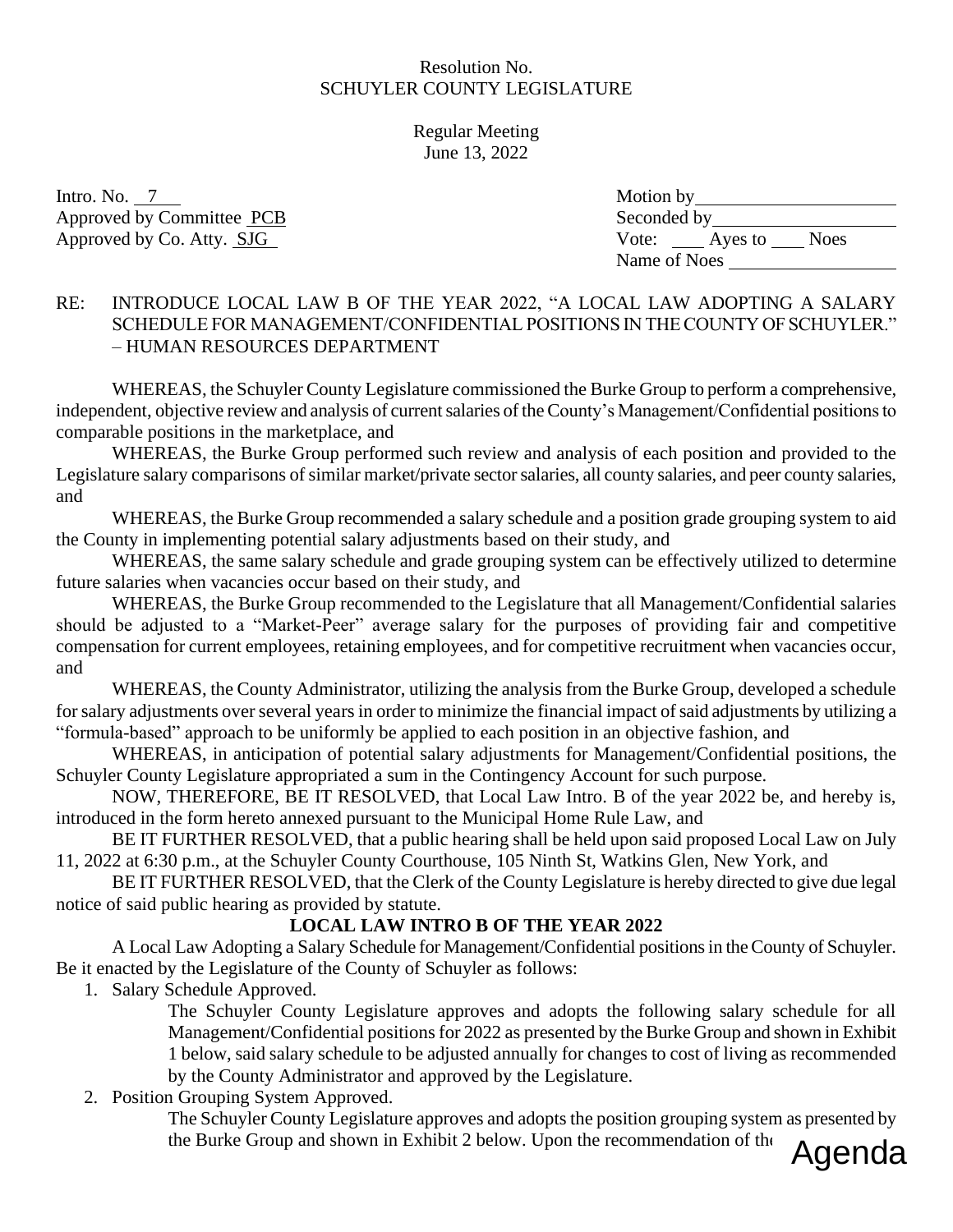Resolution No.
SCHUYLER COUNTY LEGISLATURE

Regular Meeting
June 13, 2022

| | |
|---|---|
| Intro. No. 7 | Motion by ______ |
| Approved by Committee PCB | Seconded by ______ |
| Approved by Co. Atty. SJG | Vote: ___ Ayes to ___ Noes |
| | Name of Noes ______ |

RE: INTRODUCE LOCAL LAW B OF THE YEAR 2022, "A LOCAL LAW ADOPTING A SALARY SCHEDULE FOR MANAGEMENT/CONFIDENTIAL POSITIONS IN THE COUNTY OF SCHUYLER." – HUMAN RESOURCES DEPARTMENT

WHEREAS, the Schuyler County Legislature commissioned the Burke Group to perform a comprehensive, independent, objective review and analysis of current salaries of the County's Management/Confidential positions to comparable positions in the marketplace, and

WHEREAS, the Burke Group performed such review and analysis of each position and provided to the Legislature salary comparisons of similar market/private sector salaries, all county salaries, and peer county salaries, and

WHEREAS, the Burke Group recommended a salary schedule and a position grade grouping system to aid the County in implementing potential salary adjustments based on their study, and

WHEREAS, the same salary schedule and grade grouping system can be effectively utilized to determine future salaries when vacancies occur based on their study, and

WHEREAS, the Burke Group recommended to the Legislature that all Management/Confidential salaries should be adjusted to a "Market-Peer" average salary for the purposes of providing fair and competitive compensation for current employees, retaining employees, and for competitive recruitment when vacancies occur, and

WHEREAS, the County Administrator, utilizing the analysis from the Burke Group, developed a schedule for salary adjustments over several years in order to minimize the financial impact of said adjustments by utilizing a "formula-based" approach to be uniformly be applied to each position in an objective fashion, and

WHEREAS, in anticipation of potential salary adjustments for Management/Confidential positions, the Schuyler County Legislature appropriated a sum in the Contingency Account for such purpose.

NOW, THEREFORE, BE IT RESOLVED, that Local Law Intro. B of the year 2022 be, and hereby is, introduced in the form hereto annexed pursuant to the Municipal Home Rule Law, and

BE IT FURTHER RESOLVED, that a public hearing shall be held upon said proposed Local Law on July 11, 2022 at 6:30 p.m., at the Schuyler County Courthouse, 105 Ninth St, Watkins Glen, New York, and

BE IT FURTHER RESOLVED, that the Clerk of the County Legislature is hereby directed to give due legal notice of said public hearing as provided by statute.

**LOCAL LAW INTRO B OF THE YEAR 2022**

A Local Law Adopting a Salary Schedule for Management/Confidential positions in the County of Schuyler. Be it enacted by the Legislature of the County of Schuyler as follows:

1. Salary Schedule Approved.

   The Schuyler County Legislature approves and adopts the following salary schedule for all Management/Confidential positions for 2022 as presented by the Burke Group and shown in Exhibit 1 below, said salary schedule to be adjusted annually for changes to cost of living as recommended by the County Administrator and approved by the Legislature.

2. Position Grouping System Approved.

   The Schuyler County Legislature approves and adopts the position grouping system as presented by the Burke Group and shown in Exhibit 2 below. Upon the recommendation of the

Agenda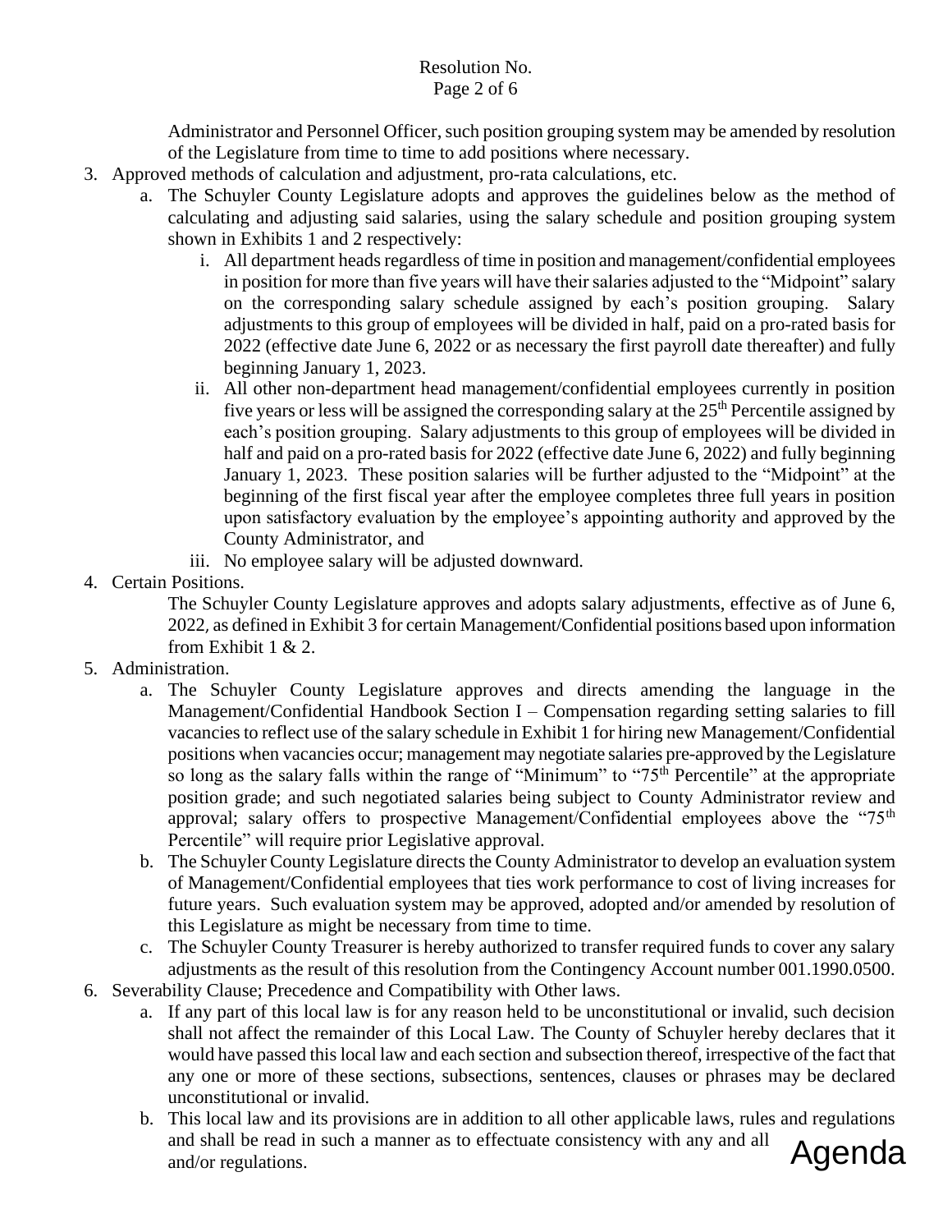Administrator and Personnel Officer, such position grouping system may be amended by resolution of the Legislature from time to time to add positions where necessary.

3. Approved methods of calculation and adjustment, pro-rata calculations, etc.
   a. The Schuyler County Legislature adopts and approves the guidelines below as the method of calculating and adjusting said salaries, using the salary schedule and position grouping system shown in Exhibits 1 and 2 respectively:
      i. All department heads regardless of time in position and management/confidential employees in position for more than five years will have their salaries adjusted to the "Midpoint" salary on the corresponding salary schedule assigned by each's position grouping. Salary adjustments to this group of employees will be divided in half, paid on a pro-rated basis for 2022 (effective date June 6, 2022 or as necessary the first payroll date thereafter) and fully beginning January 1, 2023.
      ii. All other non-department head management/confidential employees currently in position five years or less will be assigned the corresponding salary at the 25th Percentile assigned by each's position grouping. Salary adjustments to this group of employees will be divided in half and paid on a pro-rated basis for 2022 (effective date June 6, 2022) and fully beginning January 1, 2023. These position salaries will be further adjusted to the "Midpoint" at the beginning of the first fiscal year after the employee completes three full years in position upon satisfactory evaluation by the employee's appointing authority and approved by the County Administrator, and
      iii. No employee salary will be adjusted downward.

4. Certain Positions.

   The Schuyler County Legislature approves and adopts salary adjustments, effective as of June 6, 2022, as defined in Exhibit 3 for certain Management/Confidential positions based upon information from Exhibit 1 & 2.

5. Administration.
   a. The Schuyler County Legislature approves and directs amending the language in the Management/Confidential Handbook Section I – Compensation regarding setting salaries to fill vacancies to reflect use of the salary schedule in Exhibit 1 for hiring new Management/Confidential positions when vacancies occur; management may negotiate salaries pre-approved by the Legislature so long as the salary falls within the range of "Minimum" to "75th Percentile" at the appropriate position grade; and such negotiated salaries being subject to County Administrator review and approval; salary offers to prospective Management/Confidential employees above the "75th Percentile" will require prior Legislative approval.
   b. The Schuyler County Legislature directs the County Administrator to develop an evaluation system of Management/Confidential employees that ties work performance to cost of living increases for future years. Such evaluation system may be approved, adopted and/or amended by resolution of this Legislature as might be necessary from time to time.
   c. The Schuyler County Treasurer is hereby authorized to transfer required funds to cover any salary adjustments as the result of this resolution from the Contingency Account number 001.1990.0500.

6. Severability Clause; Precedence and Compatibility with Other laws.
   a. If any part of this local law is for any reason held to be unconstitutional or invalid, such decision shall not affect the remainder of this Local Law. The County of Schuyler hereby declares that it would have passed this local law and each section and subsection thereof, irrespective of the fact that any one or more of these sections, subsections, sentences, clauses or phrases may be declared unconstitutional or invalid.
   b. This local law and its provisions are in addition to all other applicable laws, rules and regulations and shall be read in such a manner as to effectuate consistency with any and all and/or regulations.

Agenda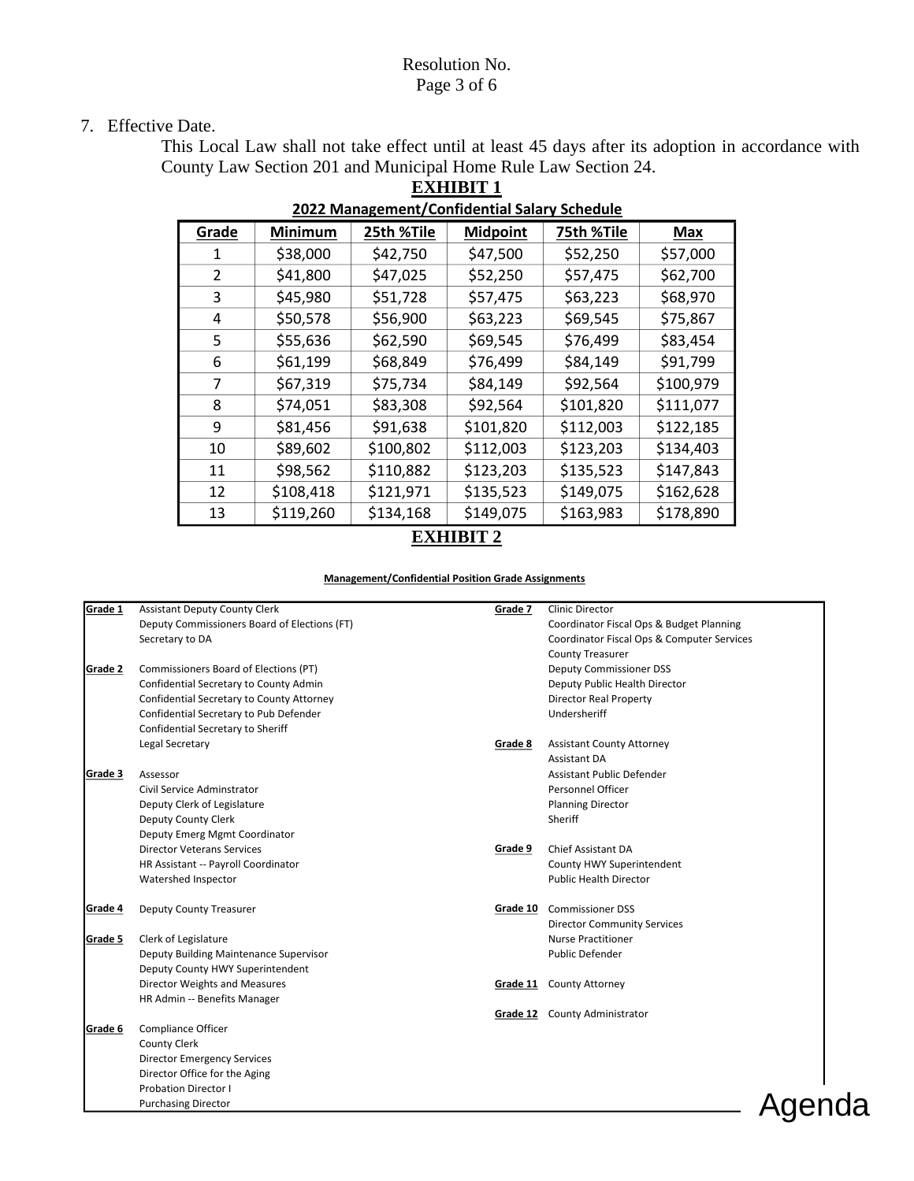7. Effective Date.

   This Local Law shall not take effect until at least 45 days after its adoption in accordance with County Law Section 201 and Municipal Home Rule Law Section 24.

## EXHIBIT 1

**2022 Management/Confidential Salary Schedule**

| Grade | Minimum | 25th %Tile | Midpoint | 75th %Tile | Max |
|---|---|---|---|---|---|
| 1 | $38,000 | $42,750 | $47,500 | $52,250 | $57,000 |
| 2 | $41,800 | $47,025 | $52,250 | $57,475 | $62,700 |
| 3 | $45,980 | $51,728 | $57,475 | $63,223 | $68,970 |
| 4 | $50,578 | $56,900 | $63,223 | $69,545 | $75,867 |
| 5 | $55,636 | $62,590 | $69,545 | $76,499 | $83,454 |
| 6 | $61,199 | $68,849 | $76,499 | $84,149 | $91,799 |
| 7 | $67,319 | $75,734 | $84,149 | $92,564 | $100,979 |
| 8 | $74,051 | $83,308 | $92,564 | $101,820 | $111,077 |
| 9 | $81,456 | $91,638 | $101,820 | $112,003 | $122,185 |
| 10 | $89,602 | $100,802 | $112,003 | $123,203 | $134,403 |
| 11 | $98,562 | $110,882 | $123,203 | $135,523 | $147,843 |
| 12 | $108,418 | $121,971 | $135,523 | $149,075 | $162,628 |
| 13 | $119,260 | $134,168 | $149,075 | $163,983 | $178,890 |

## EXHIBIT 2

**Management/Confidential Position Grade Assignments**

**Grade 1**
- Assistant Deputy County Clerk
- Deputy Commissioners Board of Elections (FT)
- Secretary to DA

**Grade 2**
- Commissioners Board of Elections (PT)
- Confidential Secretary to County Admin
- Confidential Secretary to County Attorney
- Confidential Secretary to Pub Defender
- Confidential Secretary to Sheriff
- Legal Secretary

**Grade 3**
- Assessor
- Civil Service Adminstrator
- Deputy Clerk of Legislature
- Deputy County Clerk
- Deputy Emerg Mgmt Coordinator
- Director Veterans Services
- HR Assistant -- Payroll Coordinator
- Watershed Inspector

**Grade 4**
- Deputy County Treasurer

**Grade 5**
- Clerk of Legislature
- Deputy Building Maintenance Supervisor
- Deputy County HWY Superintendent
- Director Weights and Measures
- HR Admin -- Benefits Manager

**Grade 6**
- Compliance Officer
- County Clerk
- Director Emergency Services
- Director Office for the Aging
- Probation Director I
- Purchasing Director

**Grade 7**
- Clinic Director
- Coordinator Fiscal Ops & Budget Planning
- Coordinator Fiscal Ops & Computer Services
- County Treasurer
- Deputy Commissioner DSS
- Deputy Public Health Director
- Director Real Property
- Undersheriff

**Grade 8**
- Assistant County Attorney
- Assistant DA
- Assistant Public Defender
- Personnel Officer
- Planning Director
- Sheriff

**Grade 9**
- Chief Assistant DA
- County HWY Superintendent
- Public Health Director

**Grade 10**
- Commissioner DSS
- Director Community Services
- Nurse Practitioner
- Public Defender

**Grade 11**
- County Attorney

**Grade 12**
- County Administrator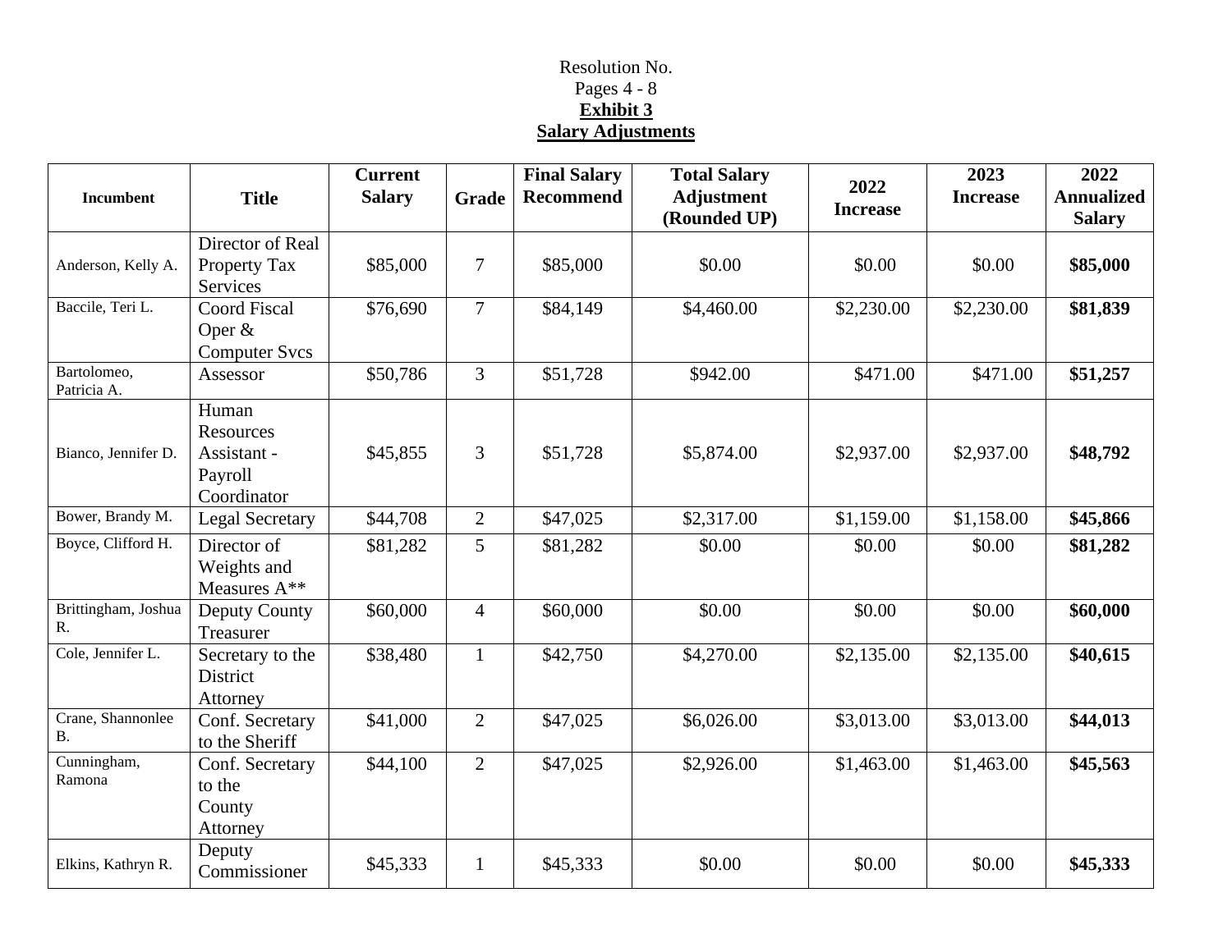Resolution No.
Pages 4 - 8
**Exhibit 3**
**Salary Adjustments**

| Incumbent | Title | Current Salary | Grade | Final Salary Recommend | Total Salary Adjustment (Rounded UP) | 2022 Increase | 2023 Increase | 2022 Annualized Salary |
|---|---|---|---|---|---|---|---|---|
| Anderson, Kelly A. | Director of Real Property Tax Services | $85,000 | 7 | $85,000 | $0.00 | $0.00 | $0.00 | **$85,000** |
| Baccile, Teri L. | Coord Fiscal Oper & Computer Svcs | $76,690 | 7 | $84,149 | $4,460.00 | $2,230.00 | $2,230.00 | **$81,839** |
| Bartolomeo, Patricia A. | Assessor | $50,786 | 3 | $51,728 | $942.00 | $471.00 | $471.00 | **$51,257** |
| Bianco, Jennifer D. | Human Resources Assistant - Payroll Coordinator | $45,855 | 3 | $51,728 | $5,874.00 | $2,937.00 | $2,937.00 | **$48,792** |
| Bower, Brandy M. | Legal Secretary | $44,708 | 2 | $47,025 | $2,317.00 | $1,159.00 | $1,158.00 | **$45,866** |
| Boyce, Clifford H. | Director of Weights and Measures A** | $81,282 | 5 | $81,282 | $0.00 | $0.00 | $0.00 | **$81,282** |
| Brittingham, Joshua R. | Deputy County Treasurer | $60,000 | 4 | $60,000 | $0.00 | $0.00 | $0.00 | **$60,000** |
| Cole, Jennifer L. | Secretary to the District Attorney | $38,480 | 1 | $42,750 | $4,270.00 | $2,135.00 | $2,135.00 | **$40,615** |
| Crane, Shannonlee B. | Conf. Secretary to the Sheriff | $41,000 | 2 | $47,025 | $6,026.00 | $3,013.00 | $3,013.00 | **$44,013** |
| Cunningham, Ramona | Conf. Secretary to the County Attorney | $44,100 | 2 | $47,025 | $2,926.00 | $1,463.00 | $1,463.00 | **$45,563** |
| Elkins, Kathryn R. | Deputy Commissioner | $45,333 | 1 | $45,333 | $0.00 | $0.00 | $0.00 | **$45,333** |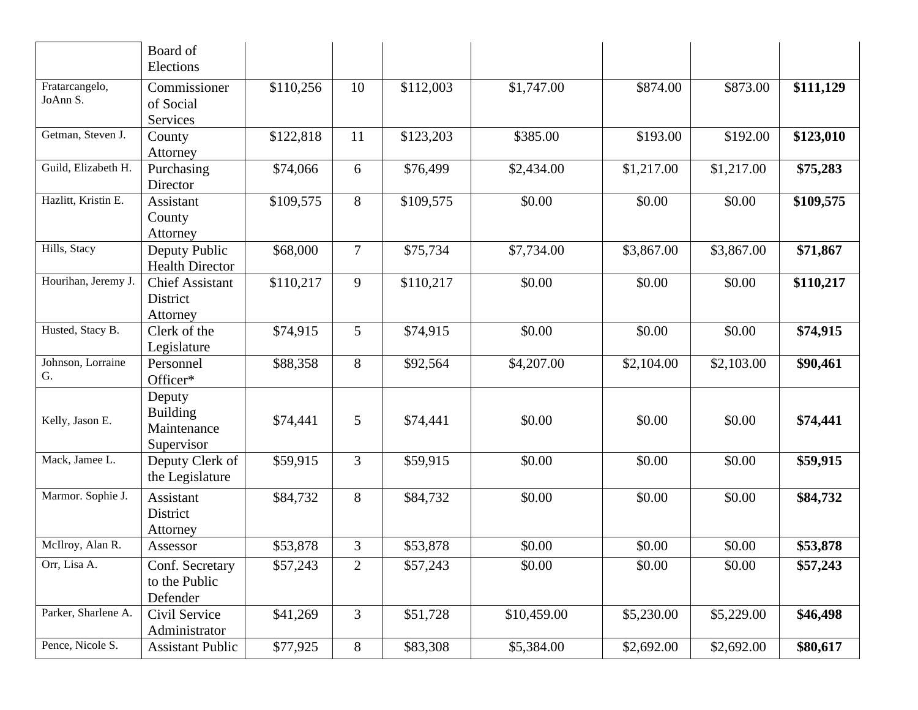| | | | | | | | | |
|---|---|---|---|---|---|---|---|---|
| | Board of Elections | | | | | | | |
| Fratarcangelo, JoAnn S. | Commissioner of Social Services | $110,256 | 10 | $112,003 | $1,747.00 | $874.00 | $873.00 | **$111,129** |
| Getman, Steven J. | County Attorney | $122,818 | 11 | $123,203 | $385.00 | $193.00 | $192.00 | **$123,010** |
| Guild, Elizabeth H. | Purchasing Director | $74,066 | 6 | $76,499 | $2,434.00 | $1,217.00 | $1,217.00 | **$75,283** |
| Hazlitt, Kristin E. | Assistant County Attorney | $109,575 | 8 | $109,575 | $0.00 | $0.00 | $0.00 | **$109,575** |
| Hills, Stacy | Deputy Public Health Director | $68,000 | 7 | $75,734 | $7,734.00 | $3,867.00 | $3,867.00 | **$71,867** |
| Hourihan, Jeremy J. | Chief Assistant District Attorney | $110,217 | 9 | $110,217 | $0.00 | $0.00 | $0.00 | **$110,217** |
| Husted, Stacy B. | Clerk of the Legislature | $74,915 | 5 | $74,915 | $0.00 | $0.00 | $0.00 | **$74,915** |
| Johnson, Lorraine G. | Personnel Officer* | $88,358 | 8 | $92,564 | $4,207.00 | $2,104.00 | $2,103.00 | **$90,461** |
| Kelly, Jason E. | Deputy Building Maintenance Supervisor | $74,441 | 5 | $74,441 | $0.00 | $0.00 | $0.00 | **$74,441** |
| Mack, Jamee L. | Deputy Clerk of the Legislature | $59,915 | 3 | $59,915 | $0.00 | $0.00 | $0.00 | **$59,915** |
| Marmor. Sophie J. | Assistant District Attorney | $84,732 | 8 | $84,732 | $0.00 | $0.00 | $0.00 | **$84,732** |
| McIlroy, Alan R. | Assessor | $53,878 | 3 | $53,878 | $0.00 | $0.00 | $0.00 | **$53,878** |
| Orr, Lisa A. | Conf. Secretary to the Public Defender | $57,243 | 2 | $57,243 | $0.00 | $0.00 | $0.00 | **$57,243** |
| Parker, Sharlene A. | Civil Service Administrator | $41,269 | 3 | $51,728 | $10,459.00 | $5,230.00 | $5,229.00 | **$46,498** |
| Pence, Nicole S. | Assistant Public | $77,925 | 8 | $83,308 | $5,384.00 | $2,692.00 | $2,692.00 | **$80,617** |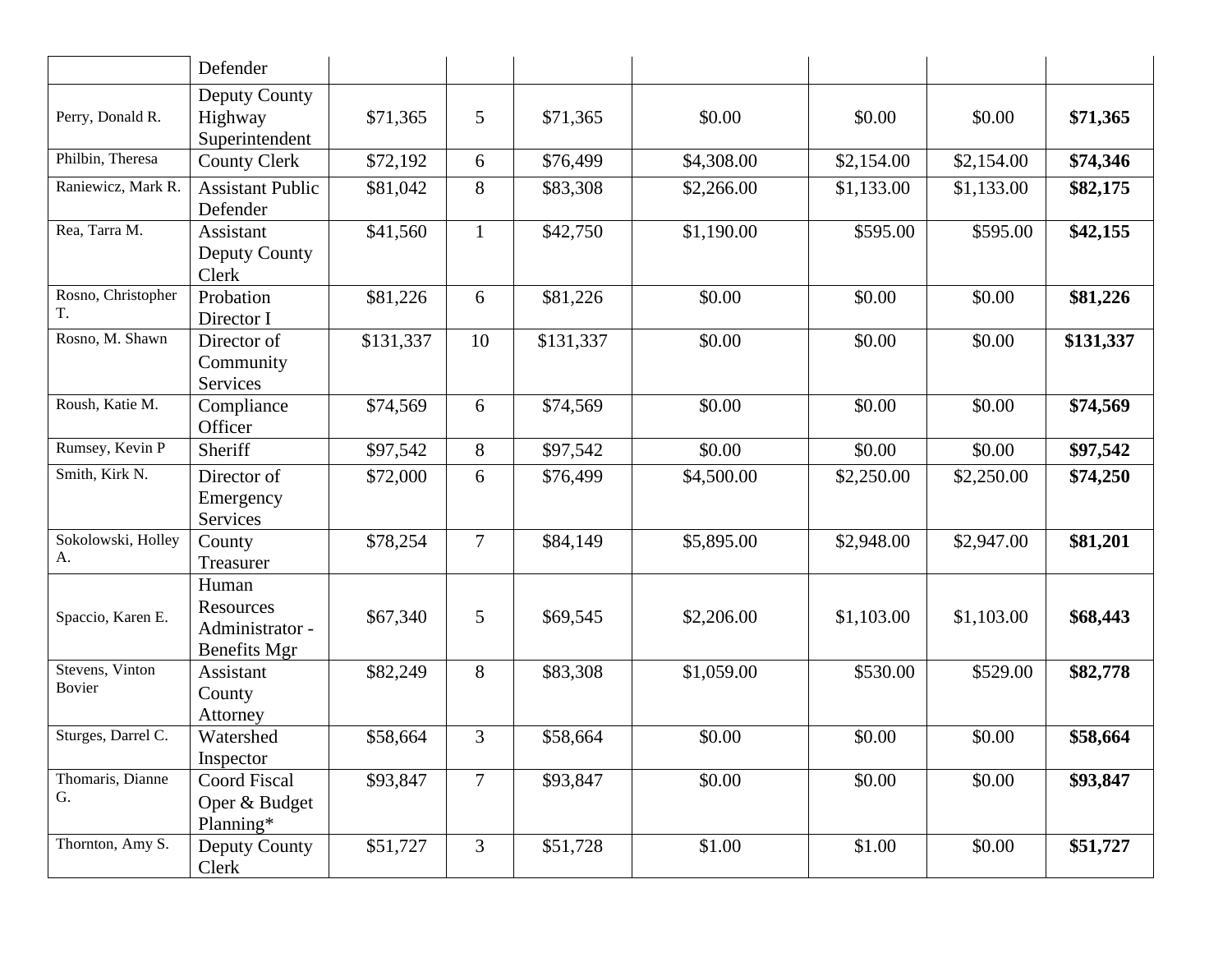|  | Defender |  |  |  |  |  |  |  |
|---|---|---|---|---|---|---|---|---|
| Perry, Donald R. | Deputy County Highway Superintendent | $71,365 | 5 | $71,365 | $0.00 | $0.00 | $0.00 | **$71,365** |
| Philbin, Theresa | County Clerk | $72,192 | 6 | $76,499 | $4,308.00 | $2,154.00 | $2,154.00 | **$74,346** |
| Raniewicz, Mark R. | Assistant Public Defender | $81,042 | 8 | $83,308 | $2,266.00 | $1,133.00 | $1,133.00 | **$82,175** |
| Rea, Tarra M. | Assistant Deputy County Clerk | $41,560 | 1 | $42,750 | $1,190.00 | $595.00 | $595.00 | **$42,155** |
| Rosno, Christopher T. | Probation Director I | $81,226 | 6 | $81,226 | $0.00 | $0.00 | $0.00 | **$81,226** |
| Rosno, M. Shawn | Director of Community Services | $131,337 | 10 | $131,337 | $0.00 | $0.00 | $0.00 | **$131,337** |
| Roush, Katie M. | Compliance Officer | $74,569 | 6 | $74,569 | $0.00 | $0.00 | $0.00 | **$74,569** |
| Rumsey, Kevin P | Sheriff | $97,542 | 8 | $97,542 | $0.00 | $0.00 | $0.00 | **$97,542** |
| Smith, Kirk N. | Director of Emergency Services | $72,000 | 6 | $76,499 | $4,500.00 | $2,250.00 | $2,250.00 | **$74,250** |
| Sokolowski, Holley A. | County Treasurer | $78,254 | 7 | $84,149 | $5,895.00 | $2,948.00 | $2,947.00 | **$81,201** |
| Spaccio, Karen E. | Human Resources Administrator - Benefits Mgr | $67,340 | 5 | $69,545 | $2,206.00 | $1,103.00 | $1,103.00 | **$68,443** |
| Stevens, Vinton Bovier | Assistant County Attorney | $82,249 | 8 | $83,308 | $1,059.00 | $530.00 | $529.00 | **$82,778** |
| Sturges, Darrel C. | Watershed Inspector | $58,664 | 3 | $58,664 | $0.00 | $0.00 | $0.00 | **$58,664** |
| Thomaris, Dianne G. | Coord Fiscal Oper & Budget Planning* | $93,847 | 7 | $93,847 | $0.00 | $0.00 | $0.00 | **$93,847** |
| Thornton, Amy S. | Deputy County Clerk | $51,727 | 3 | $51,728 | $1.00 | $1.00 | $0.00 | **$51,727** |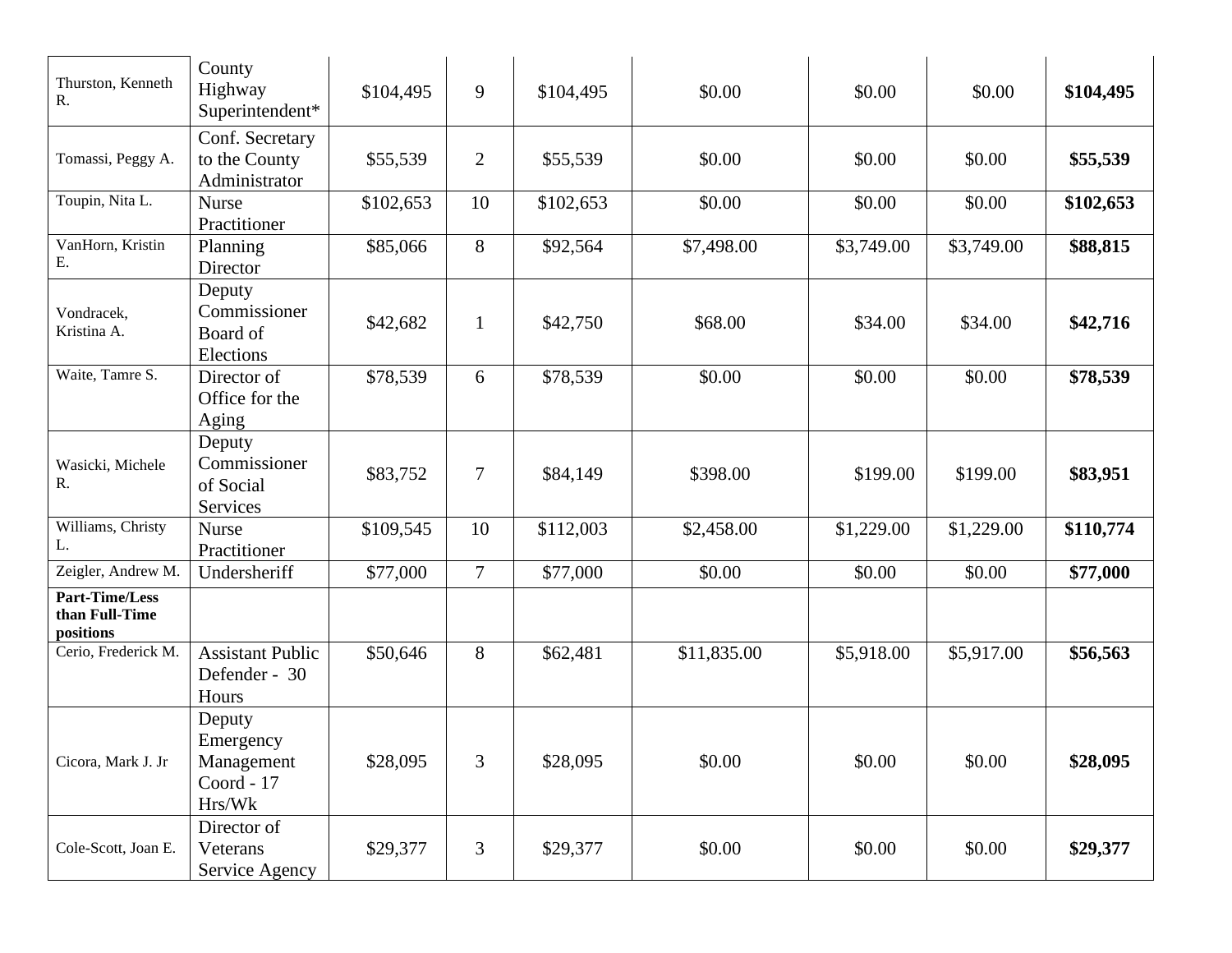| Thurston, Kenneth R. | County Highway Superintendent* | $104,495 | 9 | $104,495 | $0.00 | $0.00 | $0.00 | **$104,495** |
|---|---|---|---|---|---|---|---|---|
| Tomassi, Peggy A. | Conf. Secretary to the County Administrator | $55,539 | 2 | $55,539 | $0.00 | $0.00 | $0.00 | **$55,539** |
| Toupin, Nita L. | Nurse Practitioner | $102,653 | 10 | $102,653 | $0.00 | $0.00 | $0.00 | **$102,653** |
| VanHorn, Kristin E. | Planning Director | $85,066 | 8 | $92,564 | $7,498.00 | $3,749.00 | $3,749.00 | **$88,815** |
| Vondracek, Kristina A. | Deputy Commissioner Board of Elections | $42,682 | 1 | $42,750 | $68.00 | $34.00 | $34.00 | **$42,716** |
| Waite, Tamre S. | Director of Office for the Aging | $78,539 | 6 | $78,539 | $0.00 | $0.00 | $0.00 | **$78,539** |
| Wasicki, Michele R. | Deputy Commissioner of Social Services | $83,752 | 7 | $84,149 | $398.00 | $199.00 | $199.00 | **$83,951** |
| Williams, Christy L. | Nurse Practitioner | $109,545 | 10 | $112,003 | $2,458.00 | $1,229.00 | $1,229.00 | **$110,774** |
| Zeigler, Andrew M. | Undersheriff | $77,000 | 7 | $77,000 | $0.00 | $0.00 | $0.00 | **$77,000** |
| **Part-Time/Less than Full-Time positions** | | | | | | | | |
| Cerio, Frederick M. | Assistant Public Defender - 30 Hours | $50,646 | 8 | $62,481 | $11,835.00 | $5,918.00 | $5,917.00 | **$56,563** |
| Cicora, Mark J. Jr | Deputy Emergency Management Coord - 17 Hrs/Wk | $28,095 | 3 | $28,095 | $0.00 | $0.00 | $0.00 | **$28,095** |
| Cole-Scott, Joan E. | Director of Veterans Service Agency | $29,377 | 3 | $29,377 | $0.00 | $0.00 | $0.00 | **$29,377** |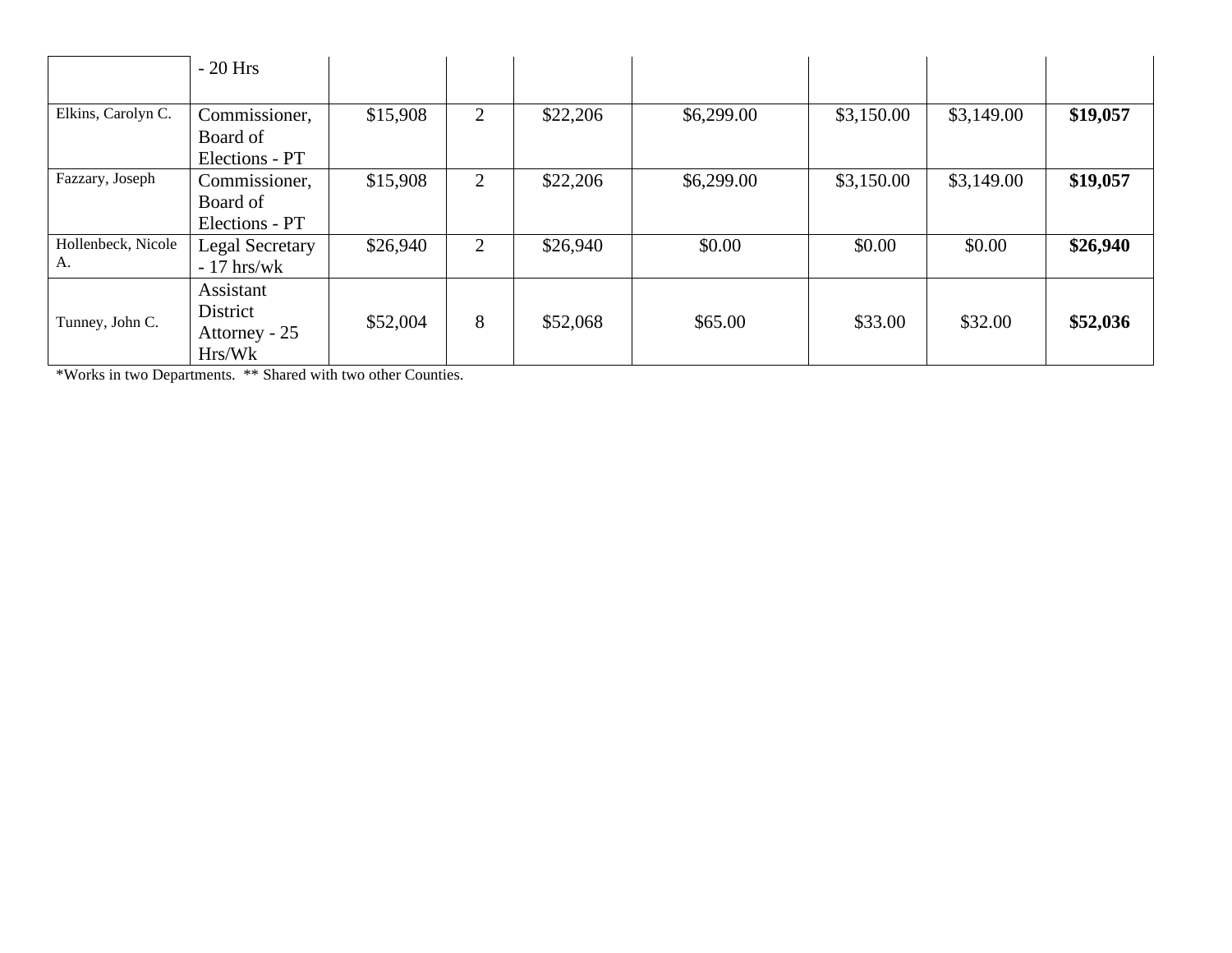| | | | | | | | | |
|---|---|---|---|---|---|---|---|---|
| | - 20 Hrs | | | | | | | |
| Elkins, Carolyn C. | Commissioner, Board of Elections - PT | $15,908 | 2 | $22,206 | $6,299.00 | $3,150.00 | $3,149.00 | **$19,057** |
| Fazzary, Joseph | Commissioner, Board of Elections - PT | $15,908 | 2 | $22,206 | $6,299.00 | $3,150.00 | $3,149.00 | **$19,057** |
| Hollenbeck, Nicole A. | Legal Secretary - 17 hrs/wk | $26,940 | 2 | $26,940 | $0.00 | $0.00 | $0.00 | **$26,940** |
| Tunney, John C. | Assistant District Attorney - 25 Hrs/Wk | $52,004 | 8 | $52,068 | $65.00 | $33.00 | $32.00 | **$52,036** |

*Works in two Departments. ** Shared with two other Counties.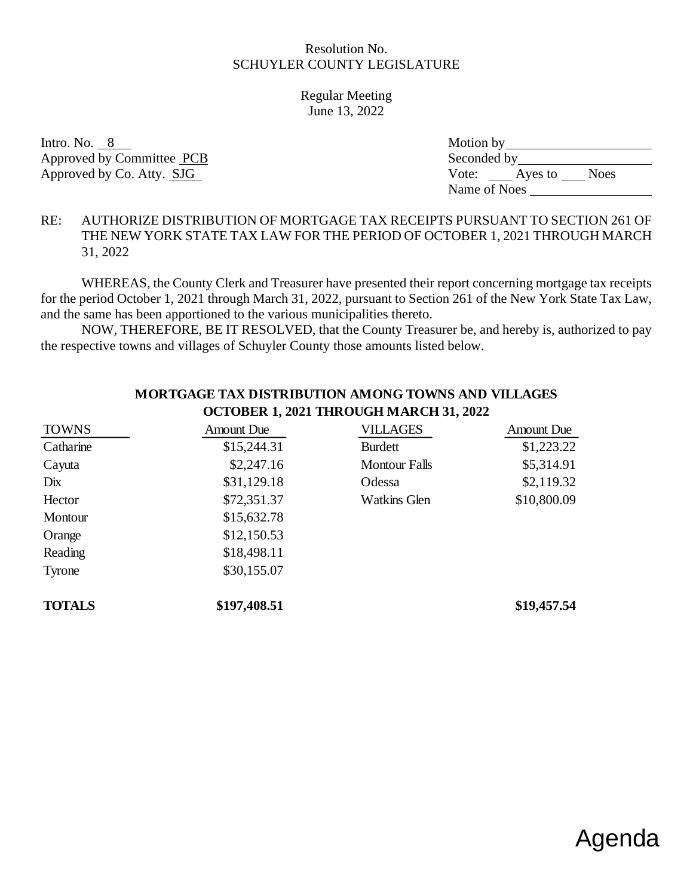Resolution No.
SCHUYLER COUNTY LEGISLATURE

Regular Meeting
June 13, 2022

Intro. No. 8
Approved by Committee PCB
Approved by Co. Atty. SJG

Motion by \_\_\_\_\_\_\_\_\_\_
Seconded by \_\_\_\_\_\_\_\_\_\_
Vote: \_\_\_ Ayes to \_\_\_ Noes
Name of Noes \_\_\_\_\_\_\_\_\_\_

RE: AUTHORIZE DISTRIBUTION OF MORTGAGE TAX RECEIPTS PURSUANT TO SECTION 261 OF THE NEW YORK STATE TAX LAW FOR THE PERIOD OF OCTOBER 1, 2021 THROUGH MARCH 31, 2022

WHEREAS, the County Clerk and Treasurer have presented their report concerning mortgage tax receipts for the period October 1, 2021 through March 31, 2022, pursuant to Section 261 of the New York State Tax Law, and the same has been apportioned to the various municipalities thereto.

NOW, THEREFORE, BE IT RESOLVED, that the County Treasurer be, and hereby is, authorized to pay the respective towns and villages of Schuyler County those amounts listed below.

**MORTGAGE TAX DISTRIBUTION AMONG TOWNS AND VILLAGES**
**OCTOBER 1, 2021 THROUGH MARCH 31, 2022**

| TOWNS | Amount Due | VILLAGES | Amount Due |
|---|---|---|---|
| Catharine | $15,244.31 | Burdett | $1,223.22 |
| Cayuta | $2,247.16 | Montour Falls | $5,314.91 |
| Dix | $31,129.18 | Odessa | $2,119.32 |
| Hector | $72,351.37 | Watkins Glen | $10,800.09 |
| Montour | $15,632.78 | | |
| Orange | $12,150.53 | | |
| Reading | $18,498.11 | | |
| Tyrone | $30,155.07 | | |
| **TOTALS** | **$197,408.51** | | **$19,457.54** |

Agenda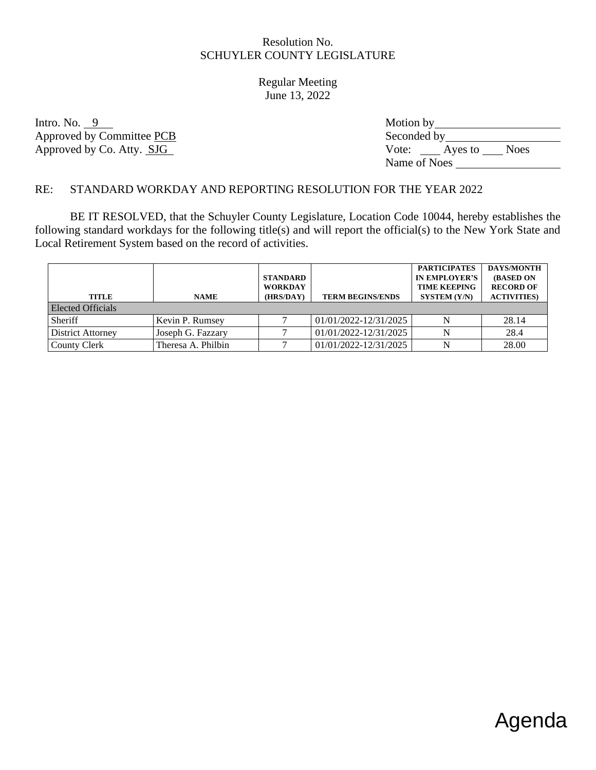Resolution No.
SCHUYLER COUNTY LEGISLATURE

Regular Meeting
June 13, 2022

Intro. No. 9
Approved by Committee PCB
Approved by Co. Atty. SJG

Motion by
Seconded by
Vote: ____ Ayes to ____ Noes
Name of Noes

RE: STANDARD WORKDAY AND REPORTING RESOLUTION FOR THE YEAR 2022

BE IT RESOLVED, that the Schuyler County Legislature, Location Code 10044, hereby establishes the following standard workdays for the following title(s) and will report the official(s) to the New York State and Local Retirement System based on the record of activities.

| TITLE | NAME | STANDARD WORKDAY (HRS/DAY) | TERM BEGINS/ENDS | PARTICIPATES IN EMPLOYER'S TIME KEEPING SYSTEM (Y/N) | DAYS/MONTH (BASED ON RECORD OF ACTIVITIES) |
|---|---|---|---|---|---|
| Elected Officials | | | | | |
| Sheriff | Kevin P. Rumsey | 7 | 01/01/2022-12/31/2025 | N | 28.14 |
| District Attorney | Joseph G. Fazzary | 7 | 01/01/2022-12/31/2025 | N | 28.4 |
| County Clerk | Theresa A. Philbin | 7 | 01/01/2022-12/31/2025 | N | 28.00 |

Agenda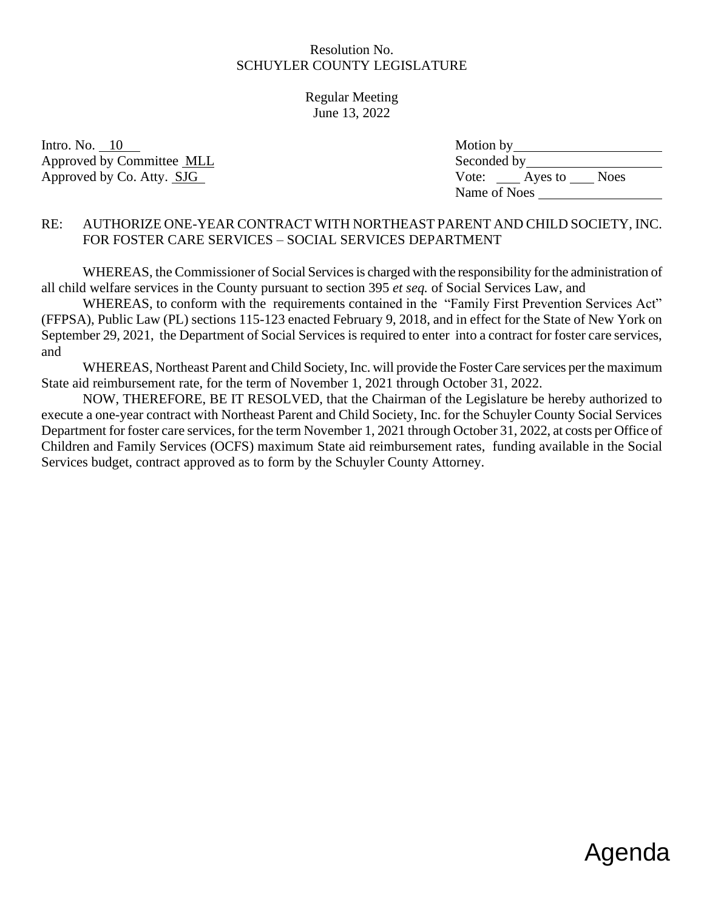Resolution No.
SCHUYLER COUNTY LEGISLATURE

Regular Meeting
June 13, 2022

Intro. No. 10
Approved by Committee MLL
Approved by Co. Atty. SJG

Motion by ____________________
Seconded by __________________
Vote: ____ Ayes to ____ Noes
Name of Noes _________________

RE: AUTHORIZE ONE-YEAR CONTRACT WITH NORTHEAST PARENT AND CHILD SOCIETY, INC. FOR FOSTER CARE SERVICES – SOCIAL SERVICES DEPARTMENT

WHEREAS, the Commissioner of Social Services is charged with the responsibility for the administration of all child welfare services in the County pursuant to section 395 *et seq.* of Social Services Law, and

WHEREAS, to conform with the requirements contained in the "Family First Prevention Services Act" (FFPSA), Public Law (PL) sections 115-123 enacted February 9, 2018, and in effect for the State of New York on September 29, 2021, the Department of Social Services is required to enter into a contract for foster care services, and

WHEREAS, Northeast Parent and Child Society, Inc. will provide the Foster Care services per the maximum State aid reimbursement rate, for the term of November 1, 2021 through October 31, 2022.

NOW, THEREFORE, BE IT RESOLVED, that the Chairman of the Legislature be hereby authorized to execute a one-year contract with Northeast Parent and Child Society, Inc. for the Schuyler County Social Services Department for foster care services, for the term November 1, 2021 through October 31, 2022, at costs per Office of Children and Family Services (OCFS) maximum State aid reimbursement rates, funding available in the Social Services budget, contract approved as to form by the Schuyler County Attorney.

Agenda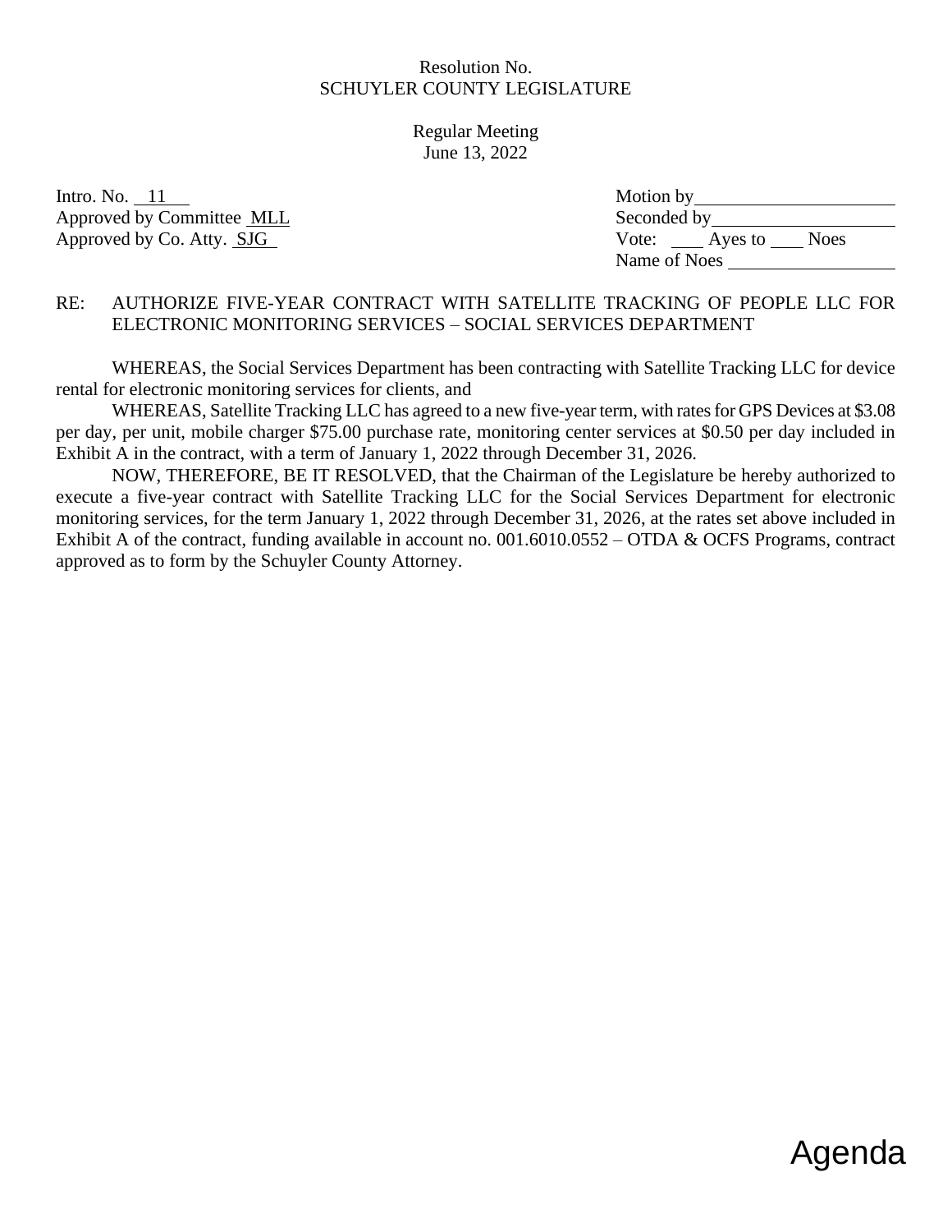Resolution No.
SCHUYLER COUNTY LEGISLATURE

Regular Meeting
June 13, 2022

Intro. No. 11
Approved by Committee MLL
Approved by Co. Atty. SJG

Motion by ____________________
Seconded by ____________________
Vote: ____ Ayes to ____ Noes
Name of Noes ____________________

RE: AUTHORIZE FIVE-YEAR CONTRACT WITH SATELLITE TRACKING OF PEOPLE LLC FOR ELECTRONIC MONITORING SERVICES – SOCIAL SERVICES DEPARTMENT

WHEREAS, the Social Services Department has been contracting with Satellite Tracking LLC for device rental for electronic monitoring services for clients, and

WHEREAS, Satellite Tracking LLC has agreed to a new five-year term, with rates for GPS Devices at $3.08 per day, per unit, mobile charger $75.00 purchase rate, monitoring center services at $0.50 per day included in Exhibit A in the contract, with a term of January 1, 2022 through December 31, 2026.

NOW, THEREFORE, BE IT RESOLVED, that the Chairman of the Legislature be hereby authorized to execute a five-year contract with Satellite Tracking LLC for the Social Services Department for electronic monitoring services, for the term January 1, 2022 through December 31, 2026, at the rates set above included in Exhibit A of the contract, funding available in account no. 001.6010.0552 – OTDA & OCFS Programs, contract approved as to form by the Schuyler County Attorney.

Agenda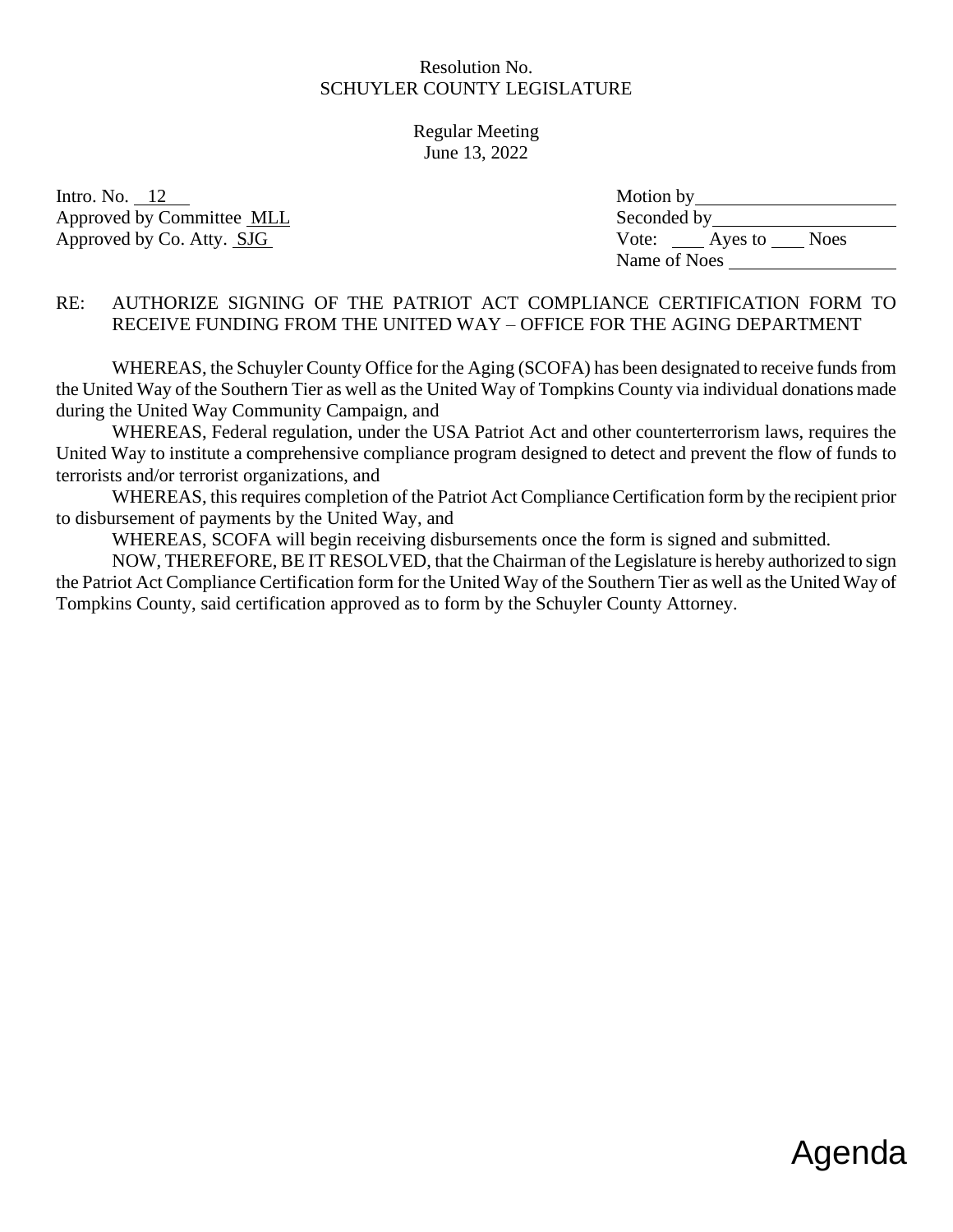Resolution No.
SCHUYLER COUNTY LEGISLATURE

Regular Meeting
June 13, 2022

Intro. No. 12
Approved by Committee MLL
Approved by Co. Atty. SJG

Motion by \_\_\_\_\_\_\_\_\_\_\_\_\_\_\_\_\_\_\_\_
Seconded by \_\_\_\_\_\_\_\_\_\_\_\_\_\_\_\_\_\_
Vote: \_\_\_ Ayes to \_\_\_ Noes
Name of Noes \_\_\_\_\_\_\_\_\_\_\_\_\_\_\_\_\_

RE: AUTHORIZE SIGNING OF THE PATRIOT ACT COMPLIANCE CERTIFICATION FORM TO RECEIVE FUNDING FROM THE UNITED WAY – OFFICE FOR THE AGING DEPARTMENT

WHEREAS, the Schuyler County Office for the Aging (SCOFA) has been designated to receive funds from the United Way of the Southern Tier as well as the United Way of Tompkins County via individual donations made during the United Way Community Campaign, and

WHEREAS, Federal regulation, under the USA Patriot Act and other counterterrorism laws, requires the United Way to institute a comprehensive compliance program designed to detect and prevent the flow of funds to terrorists and/or terrorist organizations, and

WHEREAS, this requires completion of the Patriot Act Compliance Certification form by the recipient prior to disbursement of payments by the United Way, and

WHEREAS, SCOFA will begin receiving disbursements once the form is signed and submitted.

NOW, THEREFORE, BE IT RESOLVED, that the Chairman of the Legislature is hereby authorized to sign the Patriot Act Compliance Certification form for the United Way of the Southern Tier as well as the United Way of Tompkins County, said certification approved as to form by the Schuyler County Attorney.

Agenda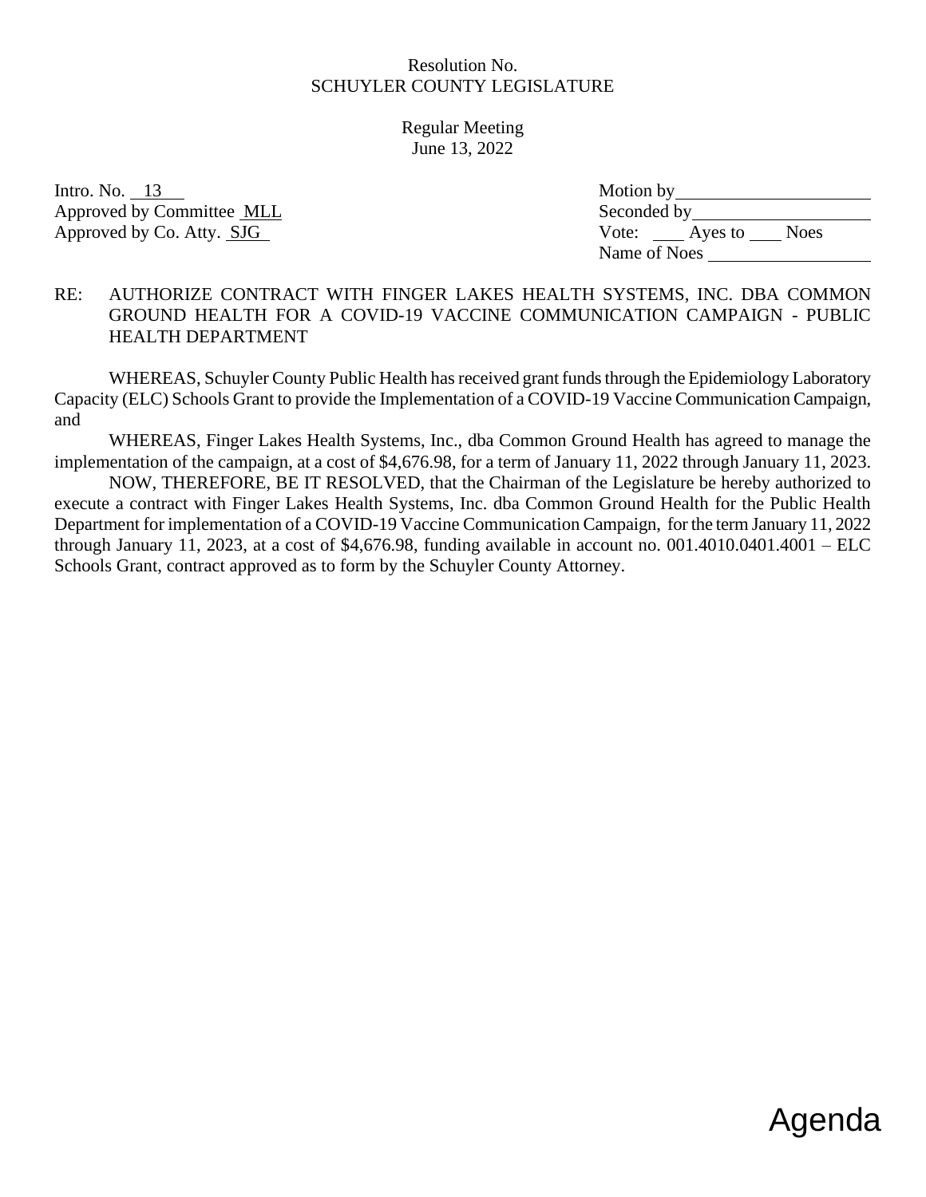Resolution No.
SCHUYLER COUNTY LEGISLATURE

Regular Meeting
June 13, 2022

Intro. No. 13
Approved by Committee MLL
Approved by Co. Atty. SJG

Motion by ____________________
Seconded by ____________________
Vote: ___ Ayes to ___ Noes
Name of Noes ____________________

RE: AUTHORIZE CONTRACT WITH FINGER LAKES HEALTH SYSTEMS, INC. DBA COMMON GROUND HEALTH FOR A COVID-19 VACCINE COMMUNICATION CAMPAIGN - PUBLIC HEALTH DEPARTMENT

WHEREAS, Schuyler County Public Health has received grant funds through the Epidemiology Laboratory Capacity (ELC) Schools Grant to provide the Implementation of a COVID-19 Vaccine Communication Campaign, and

WHEREAS, Finger Lakes Health Systems, Inc., dba Common Ground Health has agreed to manage the implementation of the campaign, at a cost of $4,676.98, for a term of January 11, 2022 through January 11, 2023.

NOW, THEREFORE, BE IT RESOLVED, that the Chairman of the Legislature be hereby authorized to execute a contract with Finger Lakes Health Systems, Inc. dba Common Ground Health for the Public Health Department for implementation of a COVID-19 Vaccine Communication Campaign, for the term January 11, 2022 through January 11, 2023, at a cost of $4,676.98, funding available in account no. 001.4010.0401.4001 – ELC Schools Grant, contract approved as to form by the Schuyler County Attorney.

Agenda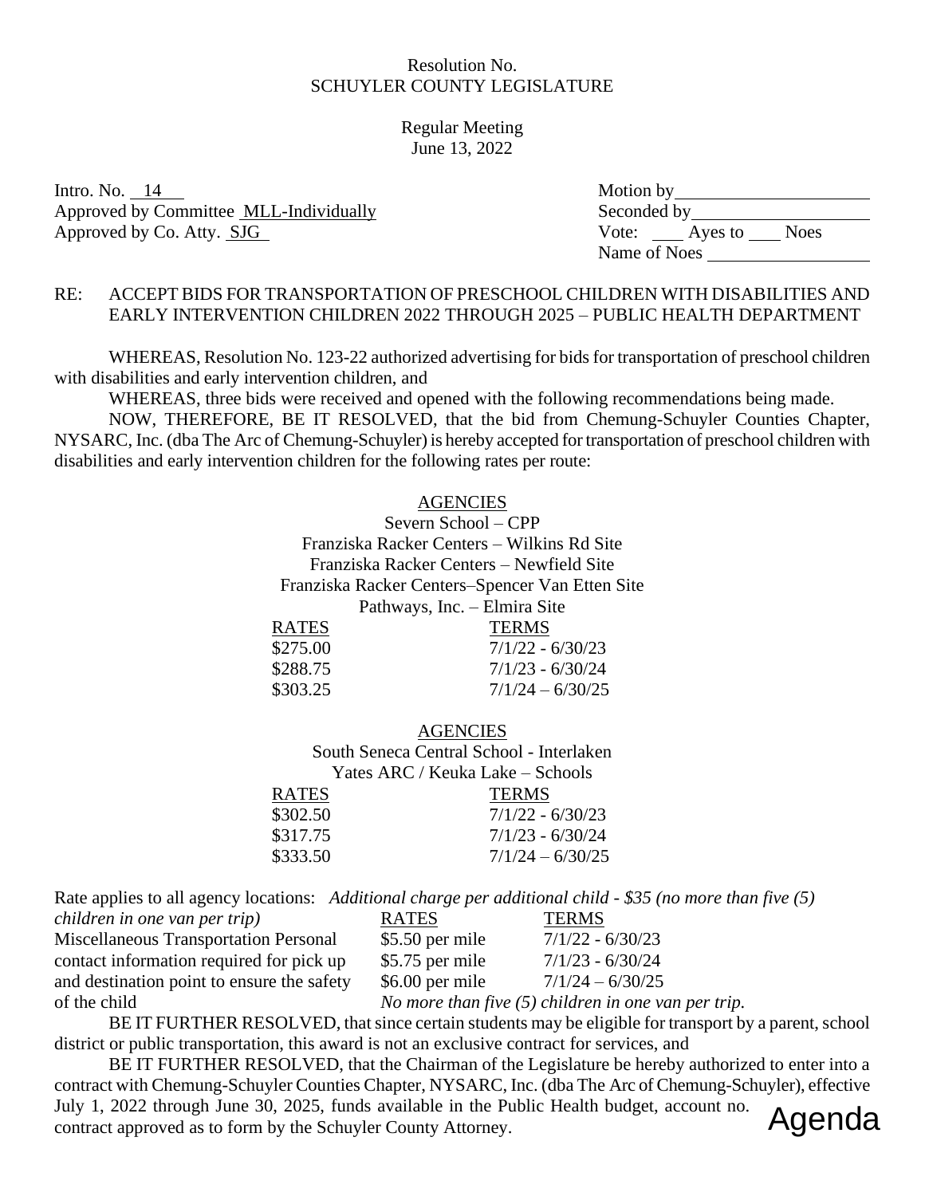Resolution No.
SCHUYLER COUNTY LEGISLATURE

Regular Meeting
June 13, 2022

Intro. No. 14
Approved by Committee MLL-Individually
Approved by Co. Atty. SJG

Motion by ____________________
Seconded by ____________________
Vote: ___ Ayes to ___ Noes
Name of Noes ____________________

RE: ACCEPT BIDS FOR TRANSPORTATION OF PRESCHOOL CHILDREN WITH DISABILITIES AND EARLY INTERVENTION CHILDREN 2022 THROUGH 2025 – PUBLIC HEALTH DEPARTMENT

WHEREAS, Resolution No. 123-22 authorized advertising for bids for transportation of preschool children with disabilities and early intervention children, and

WHEREAS, three bids were received and opened with the following recommendations being made.

NOW, THEREFORE, BE IT RESOLVED, that the bid from Chemung-Schuyler Counties Chapter, NYSARC, Inc. (dba The Arc of Chemung-Schuyler) is hereby accepted for transportation of preschool children with disabilities and early intervention children for the following rates per route:

AGENCIES
Severn School – CPP
Franziska Racker Centers – Wilkins Rd Site
Franziska Racker Centers – Newfield Site
Franziska Racker Centers–Spencer Van Etten Site
Pathways, Inc. – Elmira Site

| RATES | TERMS |
|---|---|
| $275.00 | 7/1/22 - 6/30/23 |
| $288.75 | 7/1/23 - 6/30/24 |
| $303.25 | 7/1/24 – 6/30/25 |

AGENCIES
South Seneca Central School - Interlaken
Yates ARC / Keuka Lake – Schools

| RATES | TERMS |
|---|---|
| $302.50 | 7/1/22 - 6/30/23 |
| $317.75 | 7/1/23 - 6/30/24 |
| $333.50 | 7/1/24 – 6/30/25 |

Rate applies to all agency locations: *Additional charge per additional child - $35 (no more than five (5) children in one van per trip)*

| | RATES | TERMS |
|---|---|---|
| Miscellaneous Transportation Personal contact information required for pick up and destination point to ensure the safety of the child | $5.50 per mile | 7/1/22 - 6/30/23 |
| | $5.75 per mile | 7/1/23 - 6/30/24 |
| | $6.00 per mile | 7/1/24 – 6/30/25 |

*No more than five (5) children in one van per trip.*

BE IT FURTHER RESOLVED, that since certain students may be eligible for transport by a parent, school district or public transportation, this award is not an exclusive contract for services, and

BE IT FURTHER RESOLVED, that the Chairman of the Legislature be hereby authorized to enter into a contract with Chemung-Schuyler Counties Chapter, NYSARC, Inc. (dba The Arc of Chemung-Schuyler), effective July 1, 2022 through June 30, 2025, funds available in the Public Health budget, account no. contract approved as to form by the Schuyler County Attorney.

Agenda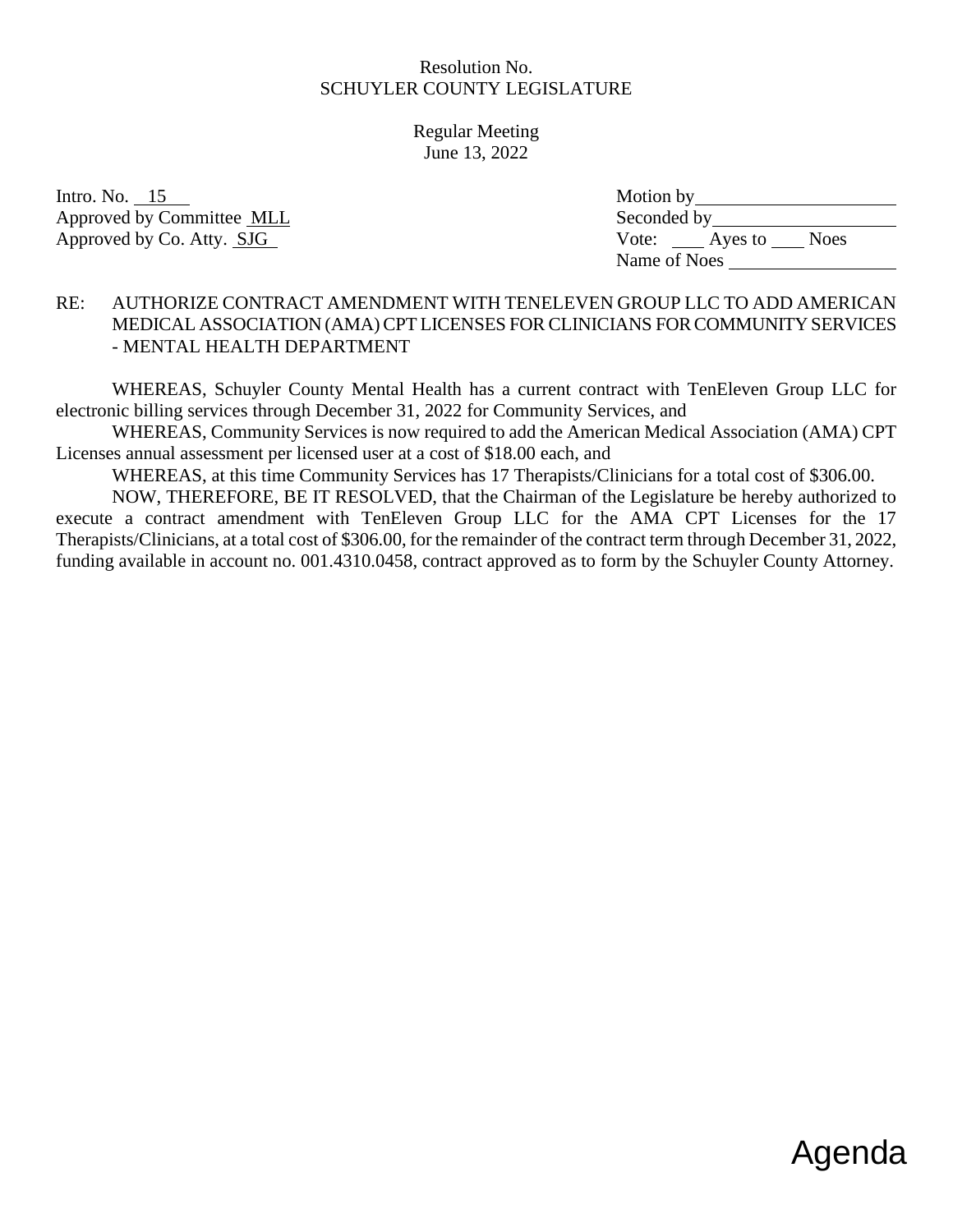Resolution No.
SCHUYLER COUNTY LEGISLATURE

Regular Meeting
June 13, 2022

Intro. No. 15
Approved by Committee MLL
Approved by Co. Atty. SJG

Motion by ____________________
Seconded by ____________________
Vote: ____ Ayes to ____ Noes
Name of Noes ____________________

RE: AUTHORIZE CONTRACT AMENDMENT WITH TENELEVEN GROUP LLC TO ADD AMERICAN MEDICAL ASSOCIATION (AMA) CPT LICENSES FOR CLINICIANS FOR COMMUNITY SERVICES - MENTAL HEALTH DEPARTMENT

WHEREAS, Schuyler County Mental Health has a current contract with TenEleven Group LLC for electronic billing services through December 31, 2022 for Community Services, and

WHEREAS, Community Services is now required to add the American Medical Association (AMA) CPT Licenses annual assessment per licensed user at a cost of $18.00 each, and

WHEREAS, at this time Community Services has 17 Therapists/Clinicians for a total cost of $306.00.

NOW, THEREFORE, BE IT RESOLVED, that the Chairman of the Legislature be hereby authorized to execute a contract amendment with TenEleven Group LLC for the AMA CPT Licenses for the 17 Therapists/Clinicians, at a total cost of $306.00, for the remainder of the contract term through December 31, 2022, funding available in account no. 001.4310.0458, contract approved as to form by the Schuyler County Attorney.

Agenda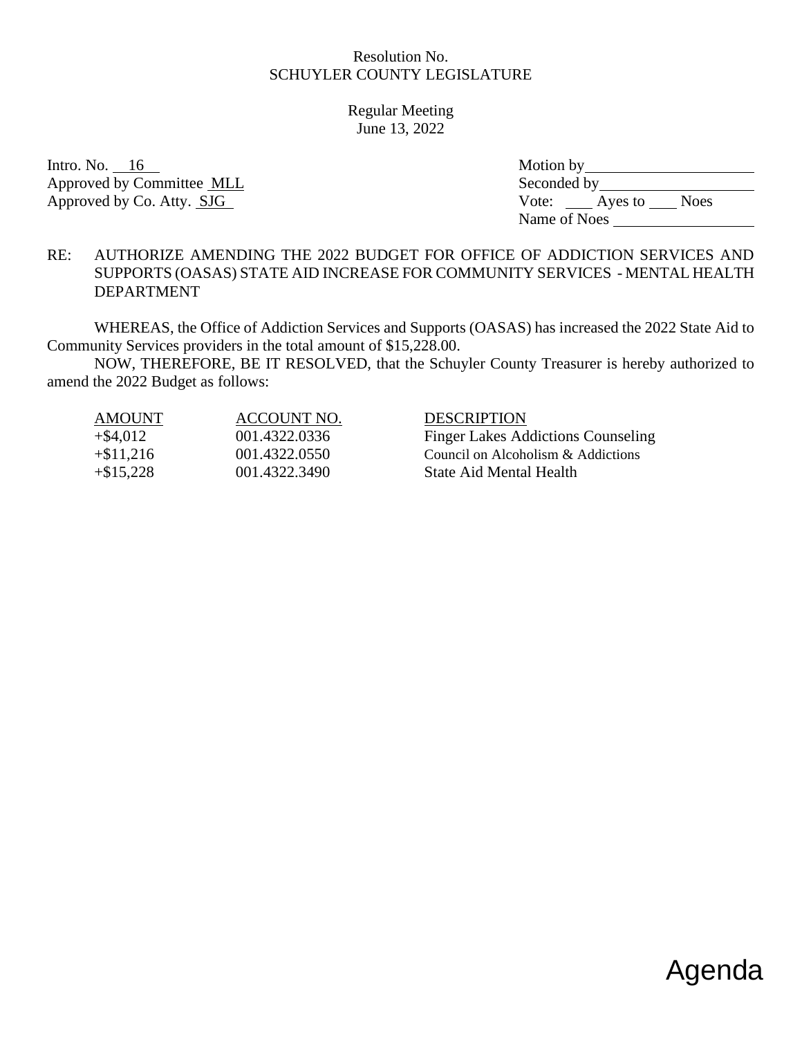Resolution No.
SCHUYLER COUNTY LEGISLATURE

Regular Meeting
June 13, 2022

Intro. No. 16
Approved by Committee MLL
Approved by Co. Atty. SJG

Motion by ____________________
Seconded by ____________________
Vote: ____ Ayes to ____ Noes
Name of Noes ____________________

RE: AUTHORIZE AMENDING THE 2022 BUDGET FOR OFFICE OF ADDICTION SERVICES AND SUPPORTS (OASAS) STATE AID INCREASE FOR COMMUNITY SERVICES - MENTAL HEALTH DEPARTMENT

WHEREAS, the Office of Addiction Services and Supports (OASAS) has increased the 2022 State Aid to Community Services providers in the total amount of $15,228.00.

NOW, THEREFORE, BE IT RESOLVED, that the Schuyler County Treasurer is hereby authorized to amend the 2022 Budget as follows:

| AMOUNT | ACCOUNT NO. | DESCRIPTION |
|---|---|---|
| +$4,012 | 001.4322.0336 | Finger Lakes Addictions Counseling |
| +$11,216 | 001.4322.0550 | Council on Alcoholism & Addictions |
| +$15,228 | 001.4322.3490 | State Aid Mental Health |

Agenda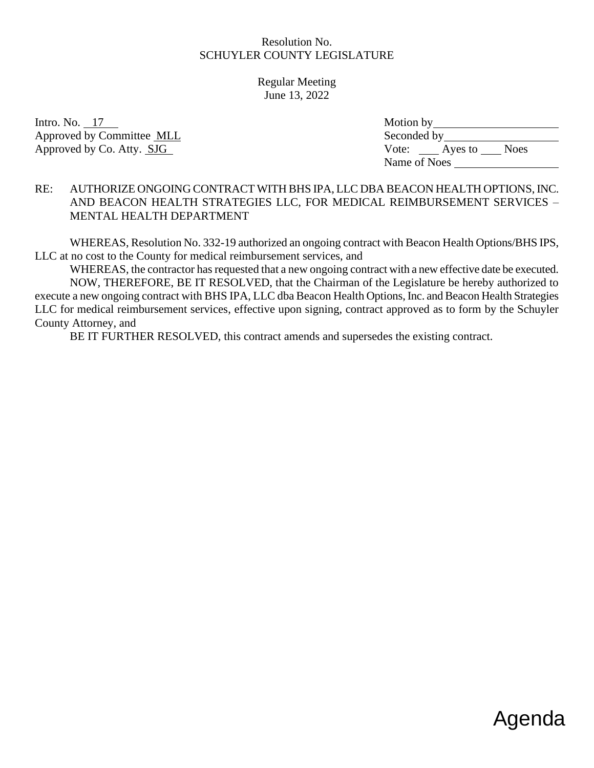Resolution No.
SCHUYLER COUNTY LEGISLATURE

Regular Meeting
June 13, 2022

| | |
|---|---|
| Intro. No. 17 | Motion by ____________ |
| Approved by Committee MLL | Seconded by ____________ |
| Approved by Co. Atty. SJG | Vote: ___ Ayes to ___ Noes |
| | Name of Noes ____________ |

RE: AUTHORIZE ONGOING CONTRACT WITH BHS IPA, LLC DBA BEACON HEALTH OPTIONS, INC. AND BEACON HEALTH STRATEGIES LLC, FOR MEDICAL REIMBURSEMENT SERVICES – MENTAL HEALTH DEPARTMENT

WHEREAS, Resolution No. 332-19 authorized an ongoing contract with Beacon Health Options/BHS IPS, LLC at no cost to the County for medical reimbursement services, and

WHEREAS, the contractor has requested that a new ongoing contract with a new effective date be executed.

NOW, THEREFORE, BE IT RESOLVED, that the Chairman of the Legislature be hereby authorized to execute a new ongoing contract with BHS IPA, LLC dba Beacon Health Options, Inc. and Beacon Health Strategies LLC for medical reimbursement services, effective upon signing, contract approved as to form by the Schuyler County Attorney, and

BE IT FURTHER RESOLVED, this contract amends and supersedes the existing contract.

Agenda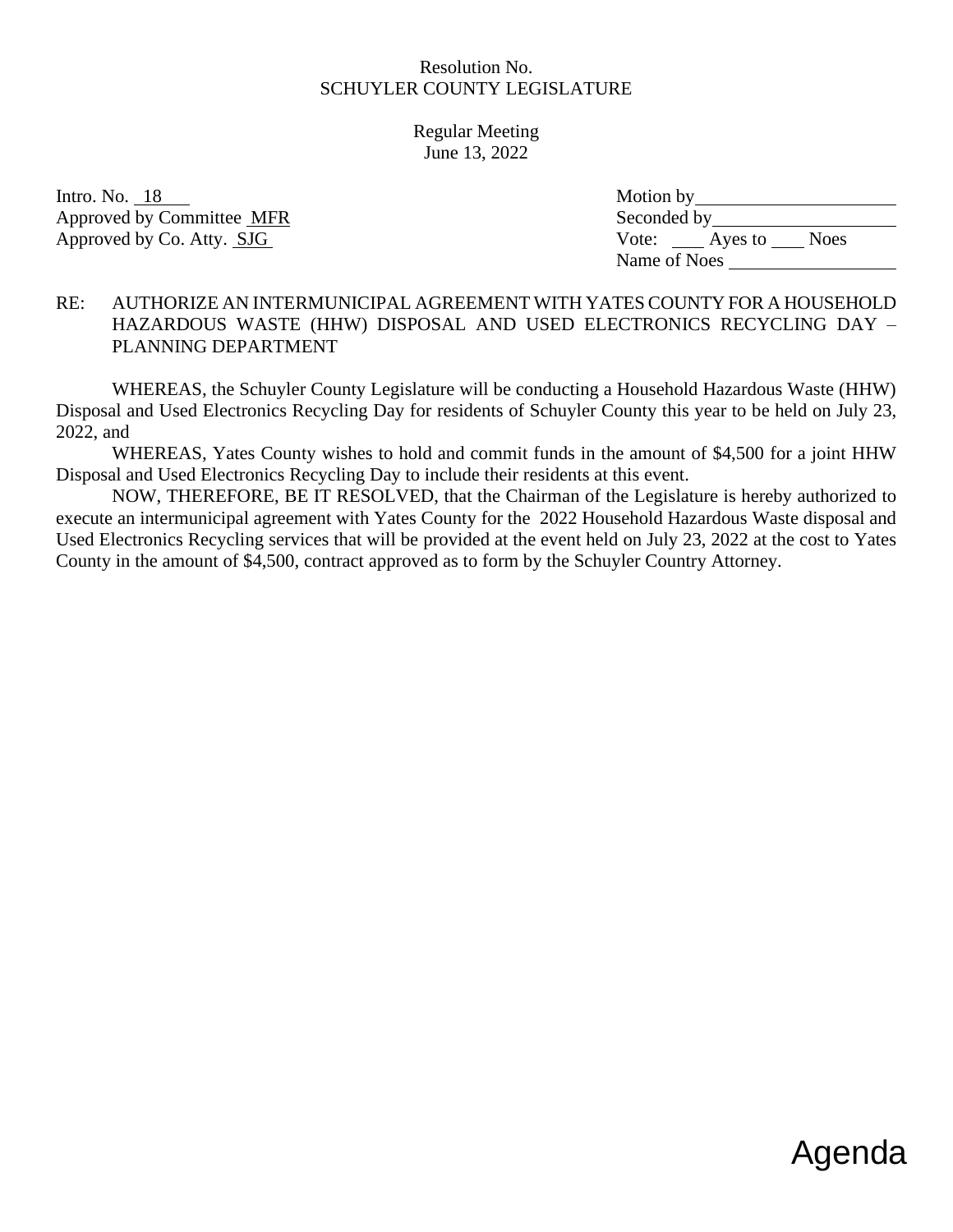Resolution No.
SCHUYLER COUNTY LEGISLATURE

Regular Meeting
June 13, 2022

Intro. No. 18
Approved by Committee MFR
Approved by Co. Atty. SJG

Motion by\_\_\_\_\_\_\_\_\_\_\_\_\_\_\_\_\_\_\_\_
Seconded by\_\_\_\_\_\_\_\_\_\_\_\_\_\_\_\_\_\_
Vote: \_\_\_\_ Ayes to \_\_\_\_ Noes
Name of Noes \_\_\_\_\_\_\_\_\_\_\_\_\_\_\_\_\_

RE: AUTHORIZE AN INTERMUNICIPAL AGREEMENT WITH YATES COUNTY FOR A HOUSEHOLD HAZARDOUS WASTE (HHW) DISPOSAL AND USED ELECTRONICS RECYCLING DAY – PLANNING DEPARTMENT

WHEREAS, the Schuyler County Legislature will be conducting a Household Hazardous Waste (HHW) Disposal and Used Electronics Recycling Day for residents of Schuyler County this year to be held on July 23, 2022, and

WHEREAS, Yates County wishes to hold and commit funds in the amount of $4,500 for a joint HHW Disposal and Used Electronics Recycling Day to include their residents at this event.

NOW, THEREFORE, BE IT RESOLVED, that the Chairman of the Legislature is hereby authorized to execute an intermunicipal agreement with Yates County for the 2022 Household Hazardous Waste disposal and Used Electronics Recycling services that will be provided at the event held on July 23, 2022 at the cost to Yates County in the amount of $4,500, contract approved as to form by the Schuyler Country Attorney.

Agenda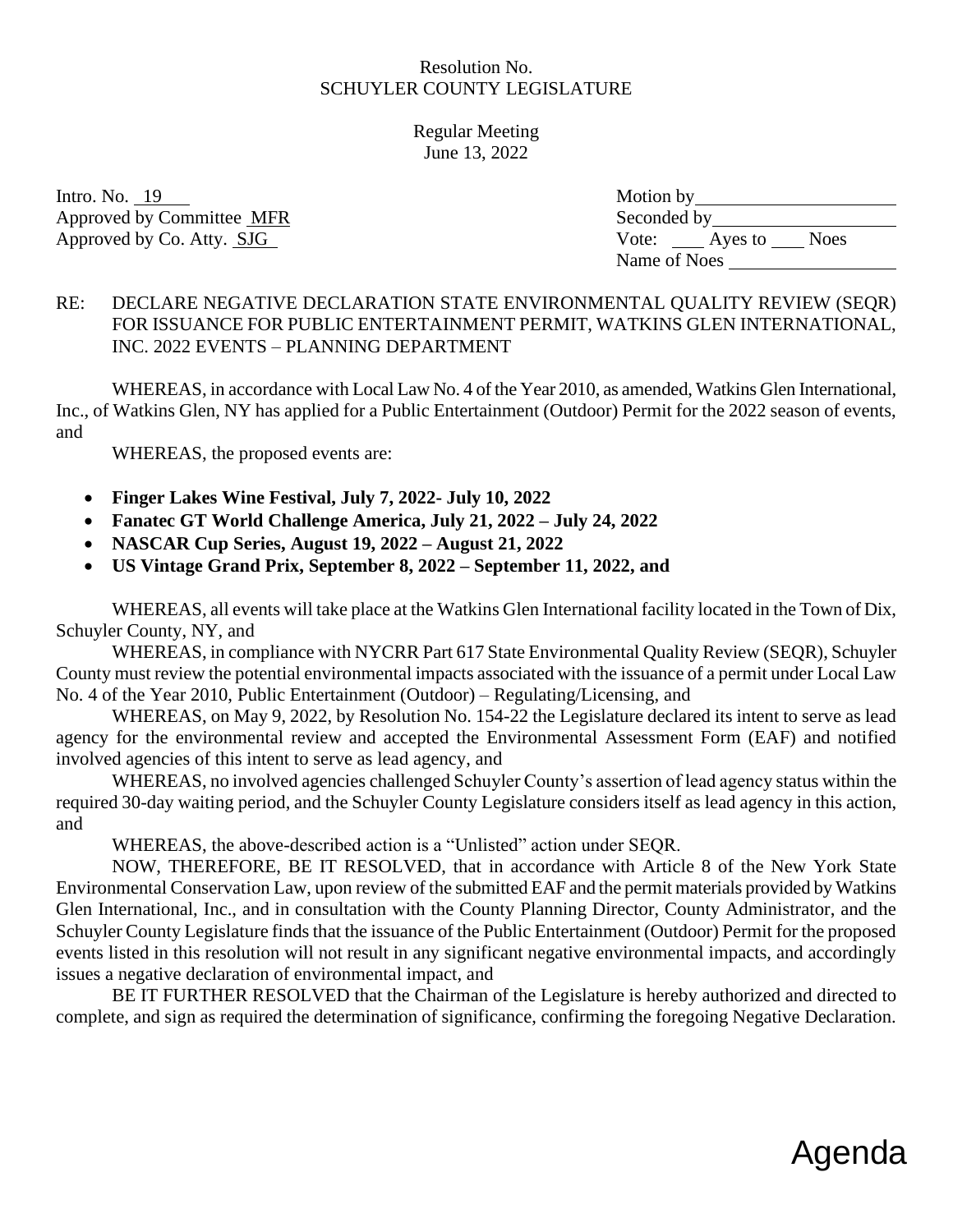Resolution No.
SCHUYLER COUNTY LEGISLATURE

Regular Meeting
June 13, 2022

| | |
|---|---|
| Intro. No. 19 | Motion by ________________ |
| Approved by Committee MFR | Seconded by ________________ |
| Approved by Co. Atty. SJG | Vote: ___ Ayes to ___ Noes |
| | Name of Noes ________________ |

RE: DECLARE NEGATIVE DECLARATION STATE ENVIRONMENTAL QUALITY REVIEW (SEQR) FOR ISSUANCE FOR PUBLIC ENTERTAINMENT PERMIT, WATKINS GLEN INTERNATIONAL, INC. 2022 EVENTS – PLANNING DEPARTMENT

WHEREAS, in accordance with Local Law No. 4 of the Year 2010, as amended, Watkins Glen International, Inc., of Watkins Glen, NY has applied for a Public Entertainment (Outdoor) Permit for the 2022 season of events, and

WHEREAS, the proposed events are:

- **Finger Lakes Wine Festival, July 7, 2022- July 10, 2022**
- **Fanatec GT World Challenge America, July 21, 2022 – July 24, 2022**
- **NASCAR Cup Series, August 19, 2022 – August 21, 2022**
- **US Vintage Grand Prix, September 8, 2022 – September 11, 2022, and**

WHEREAS, all events will take place at the Watkins Glen International facility located in the Town of Dix, Schuyler County, NY, and

WHEREAS, in compliance with NYCRR Part 617 State Environmental Quality Review (SEQR), Schuyler County must review the potential environmental impacts associated with the issuance of a permit under Local Law No. 4 of the Year 2010, Public Entertainment (Outdoor) – Regulating/Licensing, and

WHEREAS, on May 9, 2022, by Resolution No. 154-22 the Legislature declared its intent to serve as lead agency for the environmental review and accepted the Environmental Assessment Form (EAF) and notified involved agencies of this intent to serve as lead agency, and

WHEREAS, no involved agencies challenged Schuyler County's assertion of lead agency status within the required 30-day waiting period, and the Schuyler County Legislature considers itself as lead agency in this action, and

WHEREAS, the above-described action is a "Unlisted" action under SEQR.

NOW, THEREFORE, BE IT RESOLVED, that in accordance with Article 8 of the New York State Environmental Conservation Law, upon review of the submitted EAF and the permit materials provided by Watkins Glen International, Inc., and in consultation with the County Planning Director, County Administrator, and the Schuyler County Legislature finds that the issuance of the Public Entertainment (Outdoor) Permit for the proposed events listed in this resolution will not result in any significant negative environmental impacts, and accordingly issues a negative declaration of environmental impact, and

BE IT FURTHER RESOLVED that the Chairman of the Legislature is hereby authorized and directed to complete, and sign as required the determination of significance, confirming the foregoing Negative Declaration.

Agenda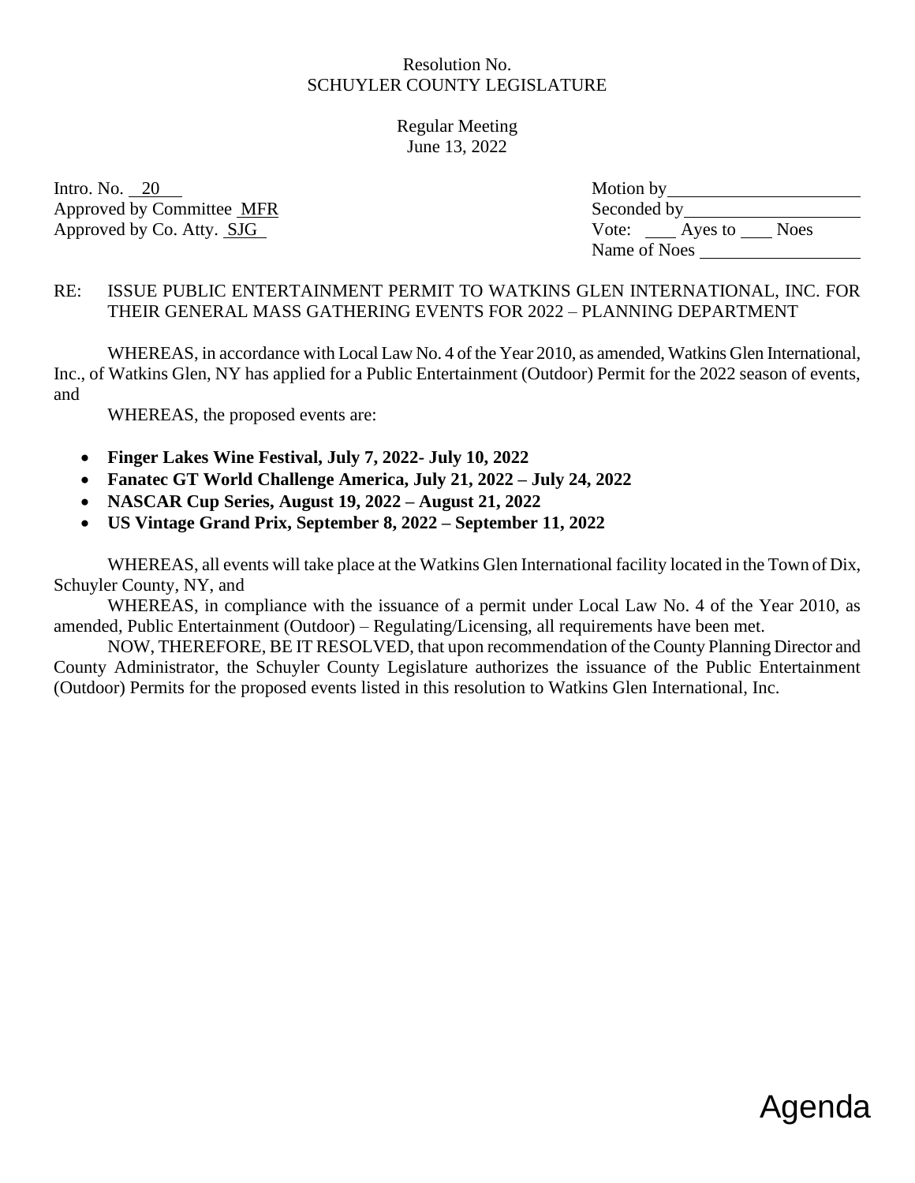Resolution No.
SCHUYLER COUNTY LEGISLATURE

Regular Meeting
June 13, 2022

Intro. No. 20
Approved by Committee MFR
Approved by Co. Atty. SJG

Motion by ____________________
Seconded by ____________________
Vote: ____ Ayes to ____ Noes
Name of Noes ____________________

RE: ISSUE PUBLIC ENTERTAINMENT PERMIT TO WATKINS GLEN INTERNATIONAL, INC. FOR THEIR GENERAL MASS GATHERING EVENTS FOR 2022 – PLANNING DEPARTMENT

WHEREAS, in accordance with Local Law No. 4 of the Year 2010, as amended, Watkins Glen International, Inc., of Watkins Glen, NY has applied for a Public Entertainment (Outdoor) Permit for the 2022 season of events, and

WHEREAS, the proposed events are:

- **Finger Lakes Wine Festival, July 7, 2022- July 10, 2022**
- **Fanatec GT World Challenge America, July 21, 2022 – July 24, 2022**
- **NASCAR Cup Series, August 19, 2022 – August 21, 2022**
- **US Vintage Grand Prix, September 8, 2022 – September 11, 2022**

WHEREAS, all events will take place at the Watkins Glen International facility located in the Town of Dix, Schuyler County, NY, and

WHEREAS, in compliance with the issuance of a permit under Local Law No. 4 of the Year 2010, as amended, Public Entertainment (Outdoor) – Regulating/Licensing, all requirements have been met.

NOW, THEREFORE, BE IT RESOLVED, that upon recommendation of the County Planning Director and County Administrator, the Schuyler County Legislature authorizes the issuance of the Public Entertainment (Outdoor) Permits for the proposed events listed in this resolution to Watkins Glen International, Inc.

Agenda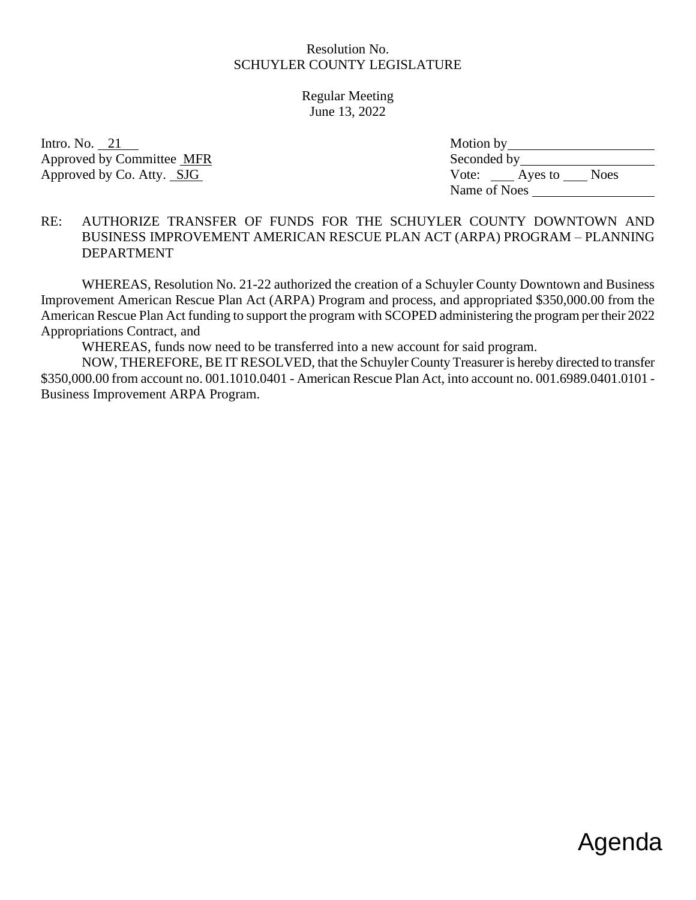Resolution No.
SCHUYLER COUNTY LEGISLATURE

Regular Meeting
June 13, 2022

Intro. No. 21
Approved by Committee MFR
Approved by Co. Atty. SJG

Motion by ____________________
Seconded by ____________________
Vote: ____ Ayes to ____ Noes
Name of Noes ____________________

RE: AUTHORIZE TRANSFER OF FUNDS FOR THE SCHUYLER COUNTY DOWNTOWN AND BUSINESS IMPROVEMENT AMERICAN RESCUE PLAN ACT (ARPA) PROGRAM – PLANNING DEPARTMENT

WHEREAS, Resolution No. 21-22 authorized the creation of a Schuyler County Downtown and Business Improvement American Rescue Plan Act (ARPA) Program and process, and appropriated $350,000.00 from the American Rescue Plan Act funding to support the program with SCOPED administering the program per their 2022 Appropriations Contract, and

WHEREAS, funds now need to be transferred into a new account for said program.

NOW, THEREFORE, BE IT RESOLVED, that the Schuyler County Treasurer is hereby directed to transfer $350,000.00 from account no. 001.1010.0401 - American Rescue Plan Act, into account no. 001.6989.0401.0101 - Business Improvement ARPA Program.

Agenda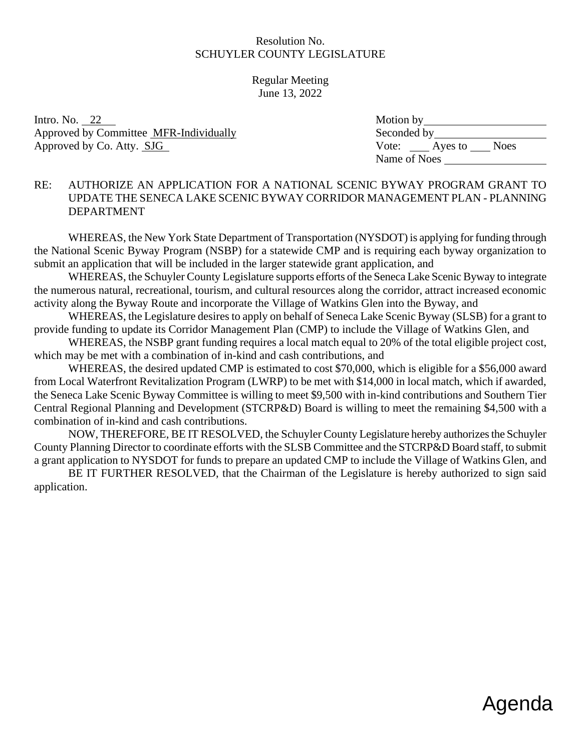Resolution No.
SCHUYLER COUNTY LEGISLATURE

Regular Meeting
June 13, 2022

Intro. No. 22
Approved by Committee MFR-Individually
Approved by Co. Atty. SJG

Motion by ____________________
Seconded by __________________
Vote: ___ Ayes to ___ Noes
Name of Noes _________________

RE: AUTHORIZE AN APPLICATION FOR A NATIONAL SCENIC BYWAY PROGRAM GRANT TO UPDATE THE SENECA LAKE SCENIC BYWAY CORRIDOR MANAGEMENT PLAN - PLANNING DEPARTMENT

WHEREAS, the New York State Department of Transportation (NYSDOT) is applying for funding through the National Scenic Byway Program (NSBP) for a statewide CMP and is requiring each byway organization to submit an application that will be included in the larger statewide grant application, and

WHEREAS, the Schuyler County Legislature supports efforts of the Seneca Lake Scenic Byway to integrate the numerous natural, recreational, tourism, and cultural resources along the corridor, attract increased economic activity along the Byway Route and incorporate the Village of Watkins Glen into the Byway, and

WHEREAS, the Legislature desires to apply on behalf of Seneca Lake Scenic Byway (SLSB) for a grant to provide funding to update its Corridor Management Plan (CMP) to include the Village of Watkins Glen, and

WHEREAS, the NSBP grant funding requires a local match equal to 20% of the total eligible project cost, which may be met with a combination of in-kind and cash contributions, and

WHEREAS, the desired updated CMP is estimated to cost $70,000, which is eligible for a $56,000 award from Local Waterfront Revitalization Program (LWRP) to be met with $14,000 in local match, which if awarded, the Seneca Lake Scenic Byway Committee is willing to meet $9,500 with in-kind contributions and Southern Tier Central Regional Planning and Development (STCRP&D) Board is willing to meet the remaining $4,500 with a combination of in-kind and cash contributions.

NOW, THEREFORE, BE IT RESOLVED, the Schuyler County Legislature hereby authorizes the Schuyler County Planning Director to coordinate efforts with the SLSB Committee and the STCRP&D Board staff, to submit a grant application to NYSDOT for funds to prepare an updated CMP to include the Village of Watkins Glen, and

BE IT FURTHER RESOLVED, that the Chairman of the Legislature is hereby authorized to sign said application.

Agenda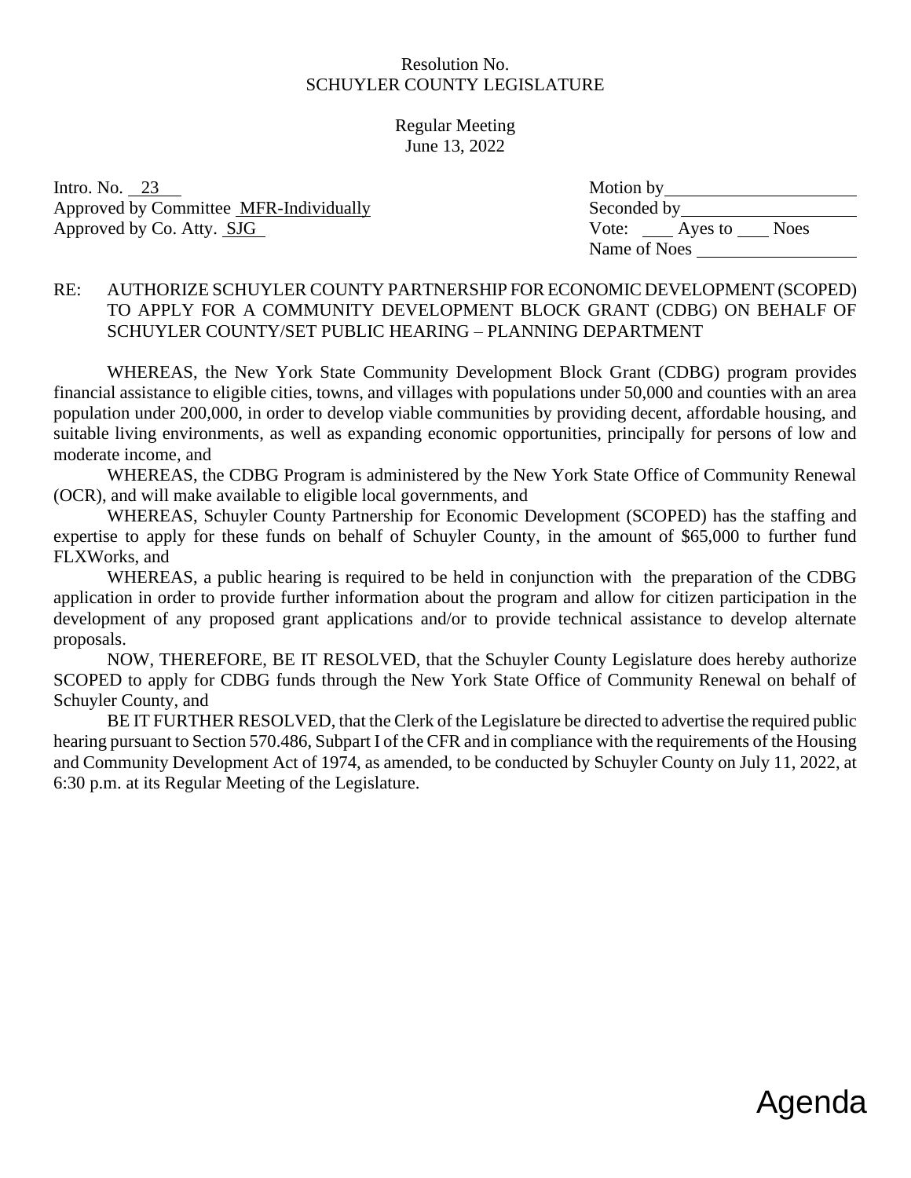Resolution No.
SCHUYLER COUNTY LEGISLATURE

Regular Meeting
June 13, 2022

Intro. No. 23
Approved by Committee MFR-Individually
Approved by Co. Atty. SJG

Motion by ______
Seconded by ______
Vote: ___ Ayes to ___ Noes
Name of Noes ______

RE: AUTHORIZE SCHUYLER COUNTY PARTNERSHIP FOR ECONOMIC DEVELOPMENT (SCOPED) TO APPLY FOR A COMMUNITY DEVELOPMENT BLOCK GRANT (CDBG) ON BEHALF OF SCHUYLER COUNTY/SET PUBLIC HEARING – PLANNING DEPARTMENT

WHEREAS, the New York State Community Development Block Grant (CDBG) program provides financial assistance to eligible cities, towns, and villages with populations under 50,000 and counties with an area population under 200,000, in order to develop viable communities by providing decent, affordable housing, and suitable living environments, as well as expanding economic opportunities, principally for persons of low and moderate income, and

WHEREAS, the CDBG Program is administered by the New York State Office of Community Renewal (OCR), and will make available to eligible local governments, and

WHEREAS, Schuyler County Partnership for Economic Development (SCOPED) has the staffing and expertise to apply for these funds on behalf of Schuyler County, in the amount of $65,000 to further fund FLXWorks, and

WHEREAS, a public hearing is required to be held in conjunction with the preparation of the CDBG application in order to provide further information about the program and allow for citizen participation in the development of any proposed grant applications and/or to provide technical assistance to develop alternate proposals.

NOW, THEREFORE, BE IT RESOLVED, that the Schuyler County Legislature does hereby authorize SCOPED to apply for CDBG funds through the New York State Office of Community Renewal on behalf of Schuyler County, and

BE IT FURTHER RESOLVED, that the Clerk of the Legislature be directed to advertise the required public hearing pursuant to Section 570.486, Subpart I of the CFR and in compliance with the requirements of the Housing and Community Development Act of 1974, as amended, to be conducted by Schuyler County on July 11, 2022, at 6:30 p.m. at its Regular Meeting of the Legislature.

Agenda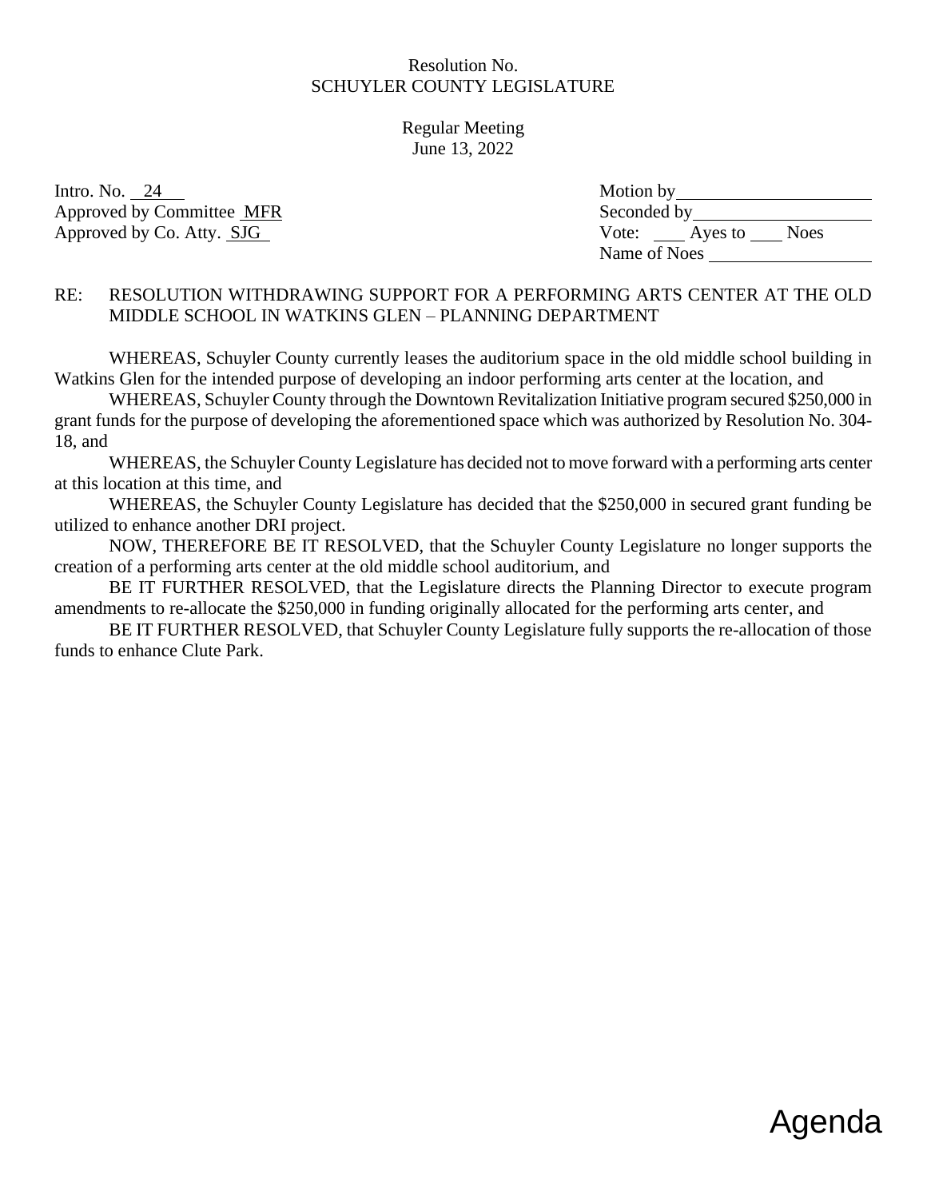Resolution No.
SCHUYLER COUNTY LEGISLATURE

Regular Meeting
June 13, 2022

Intro. No. 24
Approved by Committee MFR
Approved by Co. Atty. SJG

Motion by ____________________
Seconded by ____________________
Vote: ____ Ayes to ____ Noes
Name of Noes ____________________

RE: RESOLUTION WITHDRAWING SUPPORT FOR A PERFORMING ARTS CENTER AT THE OLD MIDDLE SCHOOL IN WATKINS GLEN – PLANNING DEPARTMENT

WHEREAS, Schuyler County currently leases the auditorium space in the old middle school building in Watkins Glen for the intended purpose of developing an indoor performing arts center at the location, and

WHEREAS, Schuyler County through the Downtown Revitalization Initiative program secured $250,000 in grant funds for the purpose of developing the aforementioned space which was authorized by Resolution No. 304-18, and

WHEREAS, the Schuyler County Legislature has decided not to move forward with a performing arts center at this location at this time, and

WHEREAS, the Schuyler County Legislature has decided that the $250,000 in secured grant funding be utilized to enhance another DRI project.

NOW, THEREFORE BE IT RESOLVED, that the Schuyler County Legislature no longer supports the creation of a performing arts center at the old middle school auditorium, and

BE IT FURTHER RESOLVED, that the Legislature directs the Planning Director to execute program amendments to re-allocate the $250,000 in funding originally allocated for the performing arts center, and

BE IT FURTHER RESOLVED, that Schuyler County Legislature fully supports the re-allocation of those funds to enhance Clute Park.

Agenda